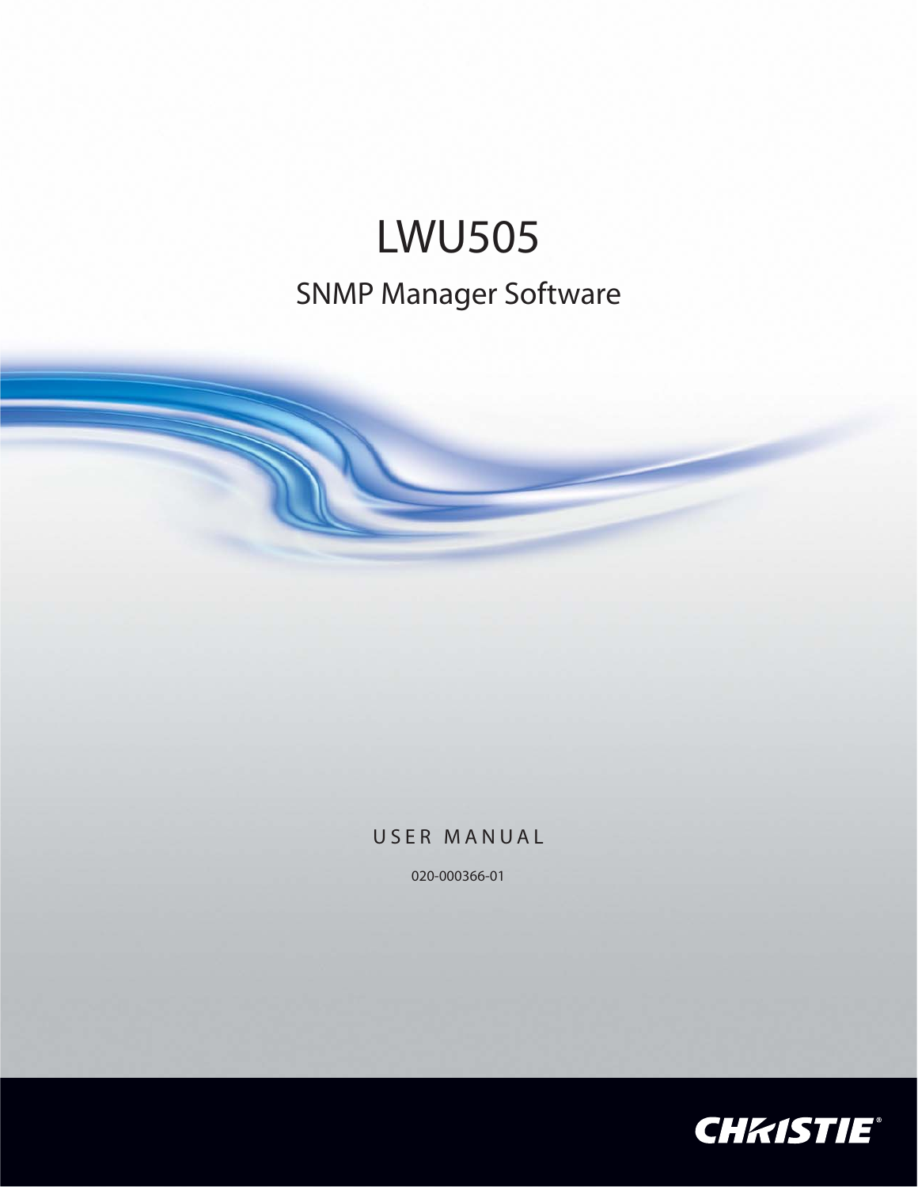# LWU505

## SNMP Manager Software

USER MANUAL

020-000366-01

CHRISTIE®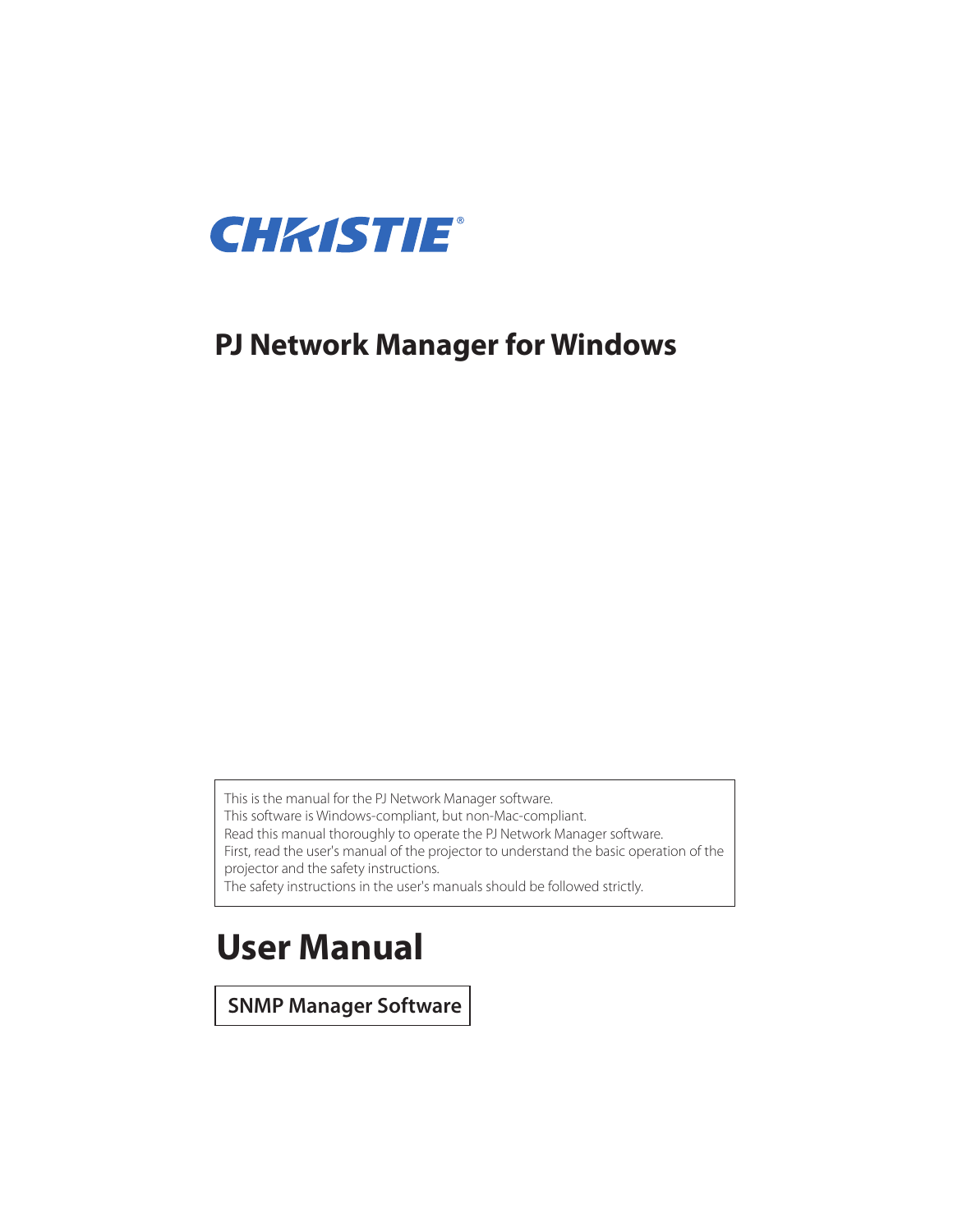CHRISTIE®

# PJ Network Manager for Windows

This is the manual for the PJ Network Manager software.
This software is Windows-compliant, but non-Mac-compliant.
Read this manual thoroughly to operate the PJ Network Manager software.
First, read the user's manual of the projector to understand the basic operation of the projector and the safety instructions.
The safety instructions in the user's manuals should be followed strictly.

# User Manual

**SNMP Manager Software**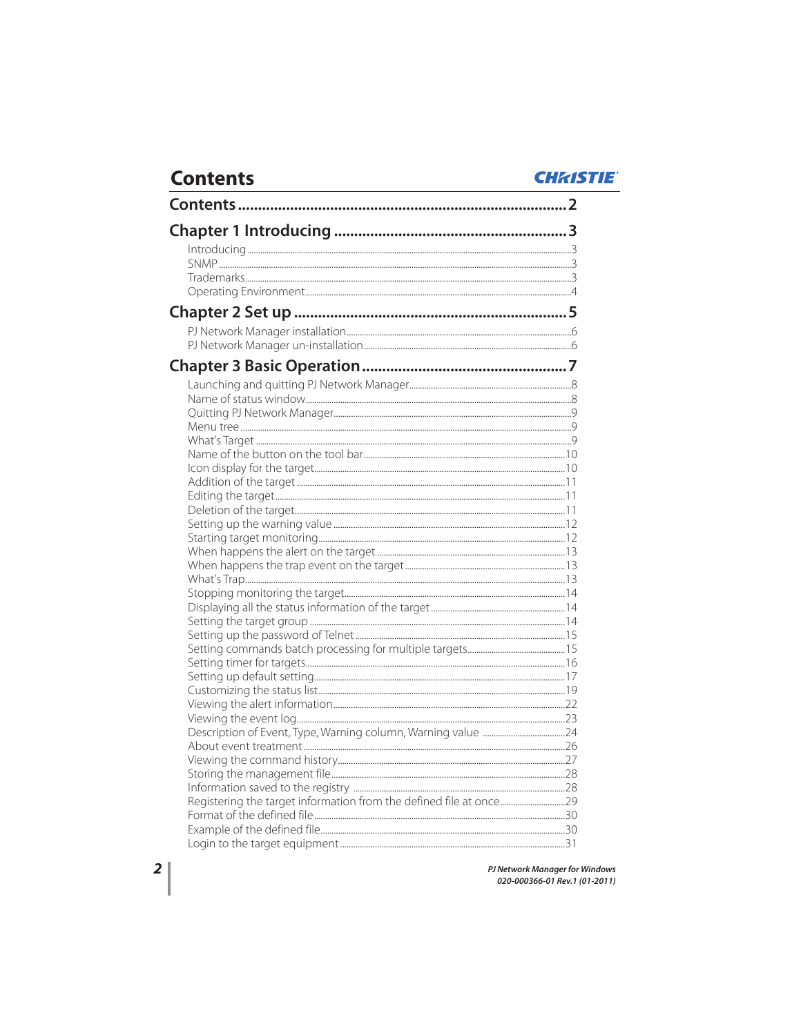# Contents

**Contents .................................................................. 2**

**Chapter 1 Introducing ........................................... 3**

Introducing ........................................................................................3
SNMP ................................................................................................3
Trademarks.........................................................................................3
Operating Environment........................................................................4

**Chapter 2 Set up ....................................................... 5**

PJ Network Manager installation...........................................................6
PJ Network Manager un-installation......................................................6

**Chapter 3 Basic Operation ....................................... 7**

Launching and quitting PJ Network Manager.........................................8
Name of status window..........................................................................8
Quitting PJ Network Manager.................................................................9
Menu tree ............................................................................................9
What's Target .......................................................................................9
Name of the button on the tool bar .......................................................10
Icon display for the target......................................................................10
Addition of the target ............................................................................11
Editing the target...................................................................................11
Deletion of the target.............................................................................11
Setting up the warning value .................................................................12
Starting target monitoring......................................................................12
When happens the alert on the target ....................................................13
When happens the trap event on the target ...........................................13
What's Trap...........................................................................................13
Stopping monitoring the target...............................................................14
Displaying all the status information of the target ..................................14
Setting the target group .........................................................................14
Setting up the password of Telnet..........................................................15
Setting commands batch processing for multiple targets.........................15
Setting timer for targets..........................................................................16
Setting up default setting........................................................................17
Customizing the status list......................................................................19
Viewing the alert information..................................................................22
Viewing the event log.............................................................................23
Description of Event, Type, Warning column, Warning value ..................24
About event treatment............................................................................26
Viewing the command history.................................................................27
Storing the management file...................................................................28
Information saved to the registry ...........................................................28
Registering the target information from the defined file at once..............29
Format of the defined file........................................................................30
Example of the defined file......................................................................30
Login to the target equipment..................................................................31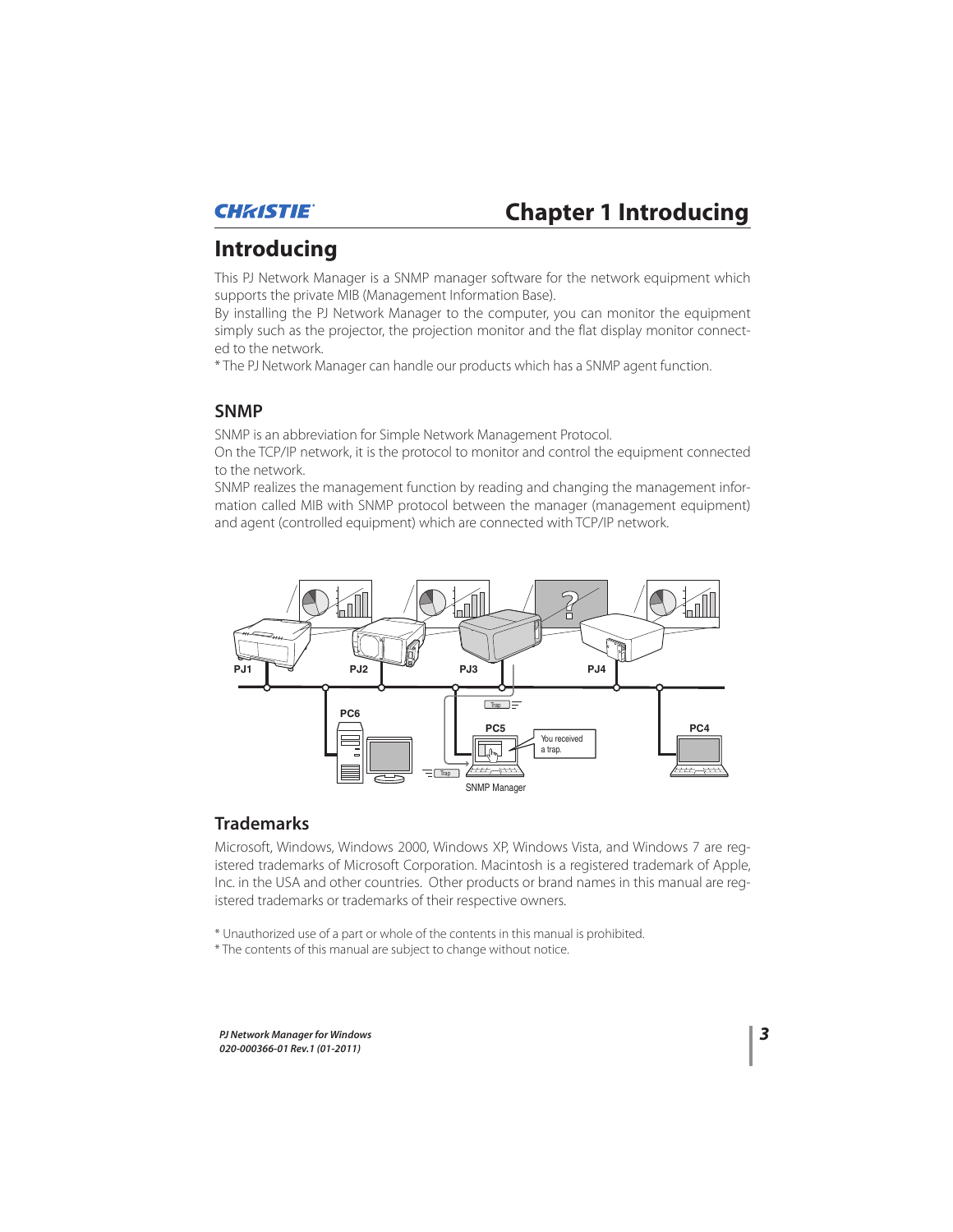# Introducing

This PJ Network Manager is a SNMP manager software for the network equipment which supports the private MIB (Management Information Base).
By installing the PJ Network Manager to the computer, you can monitor the equipment simply such as the projector, the projection monitor and the flat display monitor connected to the network.
* The PJ Network Manager can handle our products which has a SNMP agent function.

## SNMP

SNMP is an abbreviation for Simple Network Management Protocol.
On the TCP/IP network, it is the protocol to monitor and control the equipment connected to the network.
SNMP realizes the management function by reading and changing the management information called MIB with SNMP protocol between the manager (management equipment) and agent (controlled equipment) which are connected with TCP/IP network.

## Trademarks

Microsoft, Windows, Windows 2000, Windows XP, Windows Vista, and Windows 7 are registered trademarks of Microsoft Corporation. Macintosh is a registered trademark of Apple, Inc. in the USA and other countries. Other products or brand names in this manual are registered trademarks or trademarks of their respective owners.

* Unauthorized use of a part or whole of the contents in this manual is prohibited.
* The contents of this manual are subject to change without notice.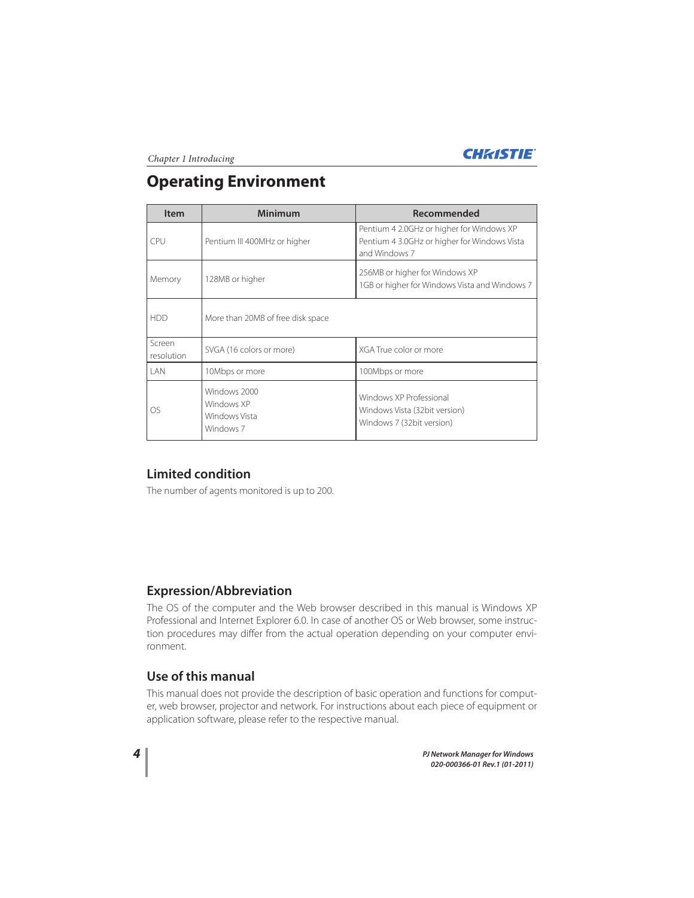# Operating Environment

| Item | Minimum | Recommended |
|---|---|---|
| CPU | Pentium III 400MHz or higher | Pentium 4 2.0GHz or higher for Windows XP<br>Pentium 4 3.0GHz or higher for Windows Vista and Windows 7 |
| Memory | 128MB or higher | 256MB or higher for Windows XP<br>1GB or higher for Windows Vista and Windows 7 |
| HDD | More than 20MB of free disk space | |
| Screen resolution | SVGA (16 colors or more) | XGA True color or more |
| LAN | 10Mbps or more | 100Mbps or more |
| OS | Windows 2000<br>Windows XP<br>Windows Vista<br>Windows 7 | Windows XP Professional<br>Windows Vista (32bit version)<br>Windows 7 (32bit version) |

## Limited condition

The number of agents monitored is up to 200.

## Expression/Abbreviation

The OS of the computer and the Web browser described in this manual is Windows XP Professional and Internet Explorer 6.0. In case of another OS or Web browser, some instruction procedures may differ from the actual operation depending on your computer environment.

## Use of this manual

This manual does not provide the description of basic operation and functions for computer, web browser, projector and network. For instructions about each piece of equipment or application software, please refer to the respective manual.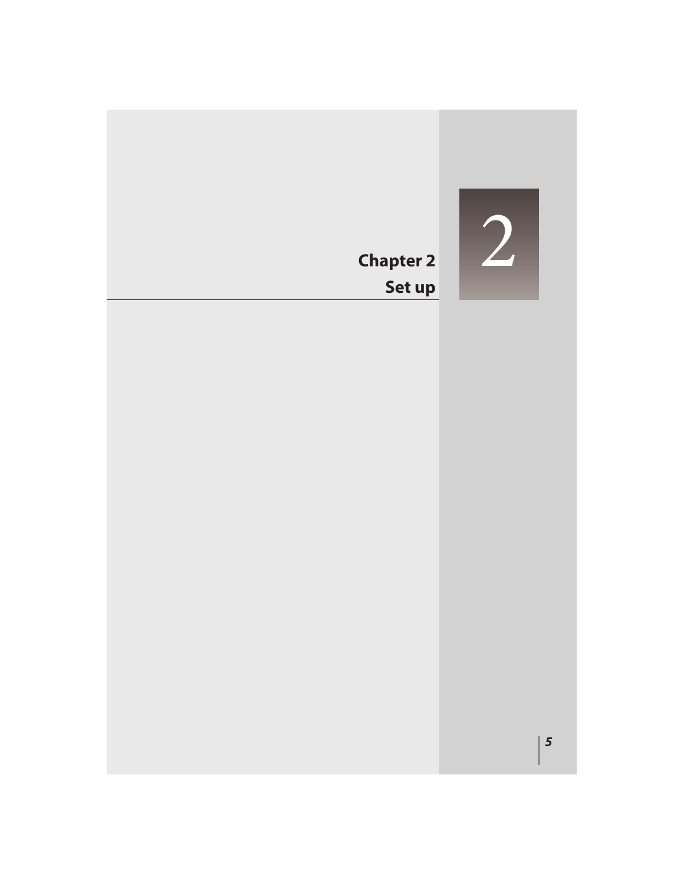# Chapter 2
# Set up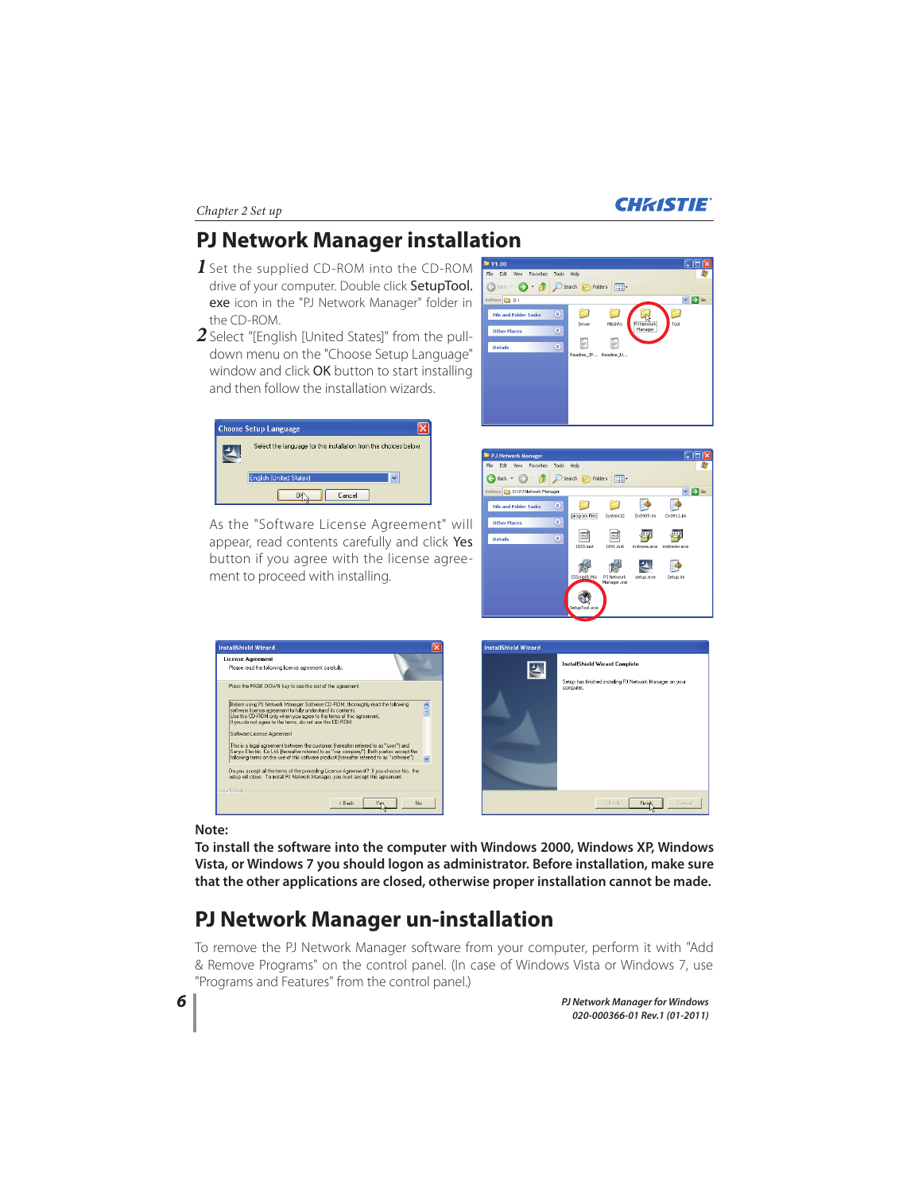# PJ Network Manager installation

1. Set the supplied CD-ROM into the CD-ROM drive of your computer. Double click **SetupTool.exe** icon in the "PJ Network Manager" folder in the CD-ROM.
2. Select "[English [United States]" from the pull-down menu on the "Choose Setup Language" window and click **OK** button to start installing and then follow the installation wizards.

As the "Software License Agreement" will appear, read contents carefully and click **Yes** button if you agree with the license agreement to proceed with installing.

**Note:**

**To install the software into the computer with Windows 2000, Windows XP, Windows Vista, or Windows 7 you should logon as administrator. Before installation, make sure that the other applications are closed, otherwise proper installation cannot be made.**

# PJ Network Manager un-installation

To remove the PJ Network Manager software from your computer, perform it with "Add & Remove Programs" on the control panel. (In case of Windows Vista or Windows 7, use "Programs and Features" from the control panel.)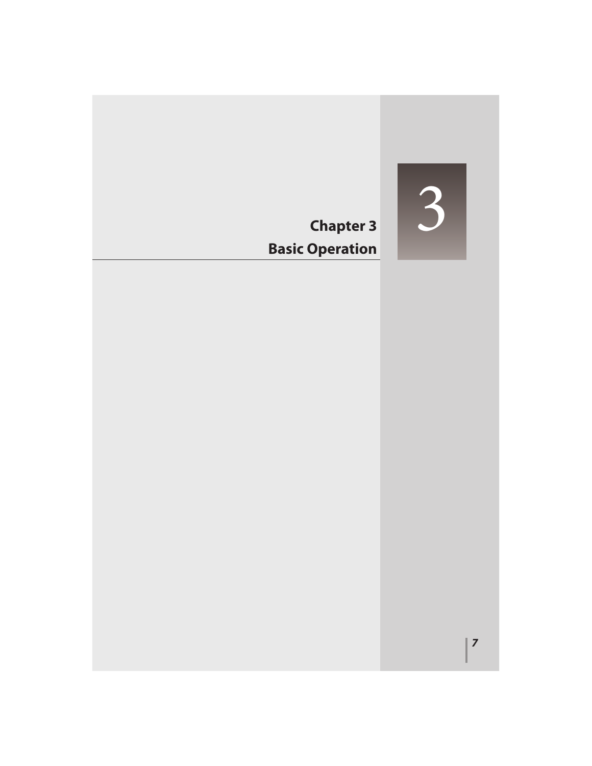# Chapter 3
# Basic Operation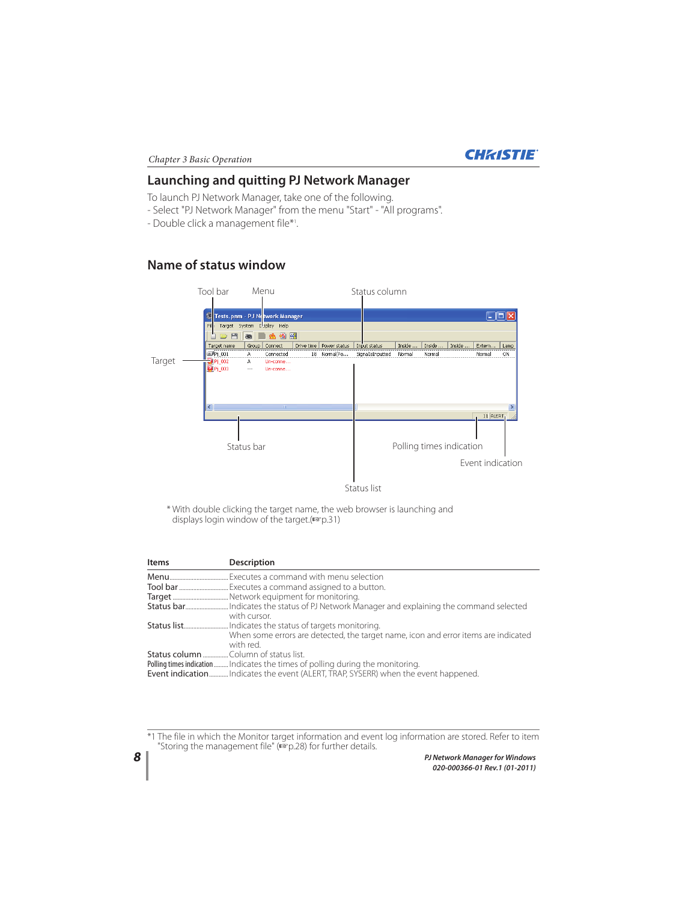## Launching and quitting PJ Network Manager

To launch PJ Network Manager, take one of the following.
- Select "PJ Network Manager" from the menu "Start" - "All programs".
- Double click a management file*[1].

## Name of status window

\* With double clicking the target name, the web browser is launching and displays login window of the target.(☞p.31)

| Items | Description |
|---|---|
| Menu | Executes a command with menu selection |
| Tool bar | Executes a command assigned to a button. |
| Target | Network equipment for monitoring. |
| Status bar | Indicates the status of PJ Network Manager and explaining the command selected with cursor. |
| Status list | Indicates the status of targets monitoring. When some errors are detected, the target name, icon and error items are indicated with red. |
| Status column | Column of status list. |
| Polling times indication | Indicates the times of polling during the monitoring. |
| Event indication | Indicates the event (ALERT, TRAP, SYSERR) when the event happened. |

*1 The file in which the Monitor target information and event log information are stored. Refer to item "Storing the management file" (☞p.28) for further details.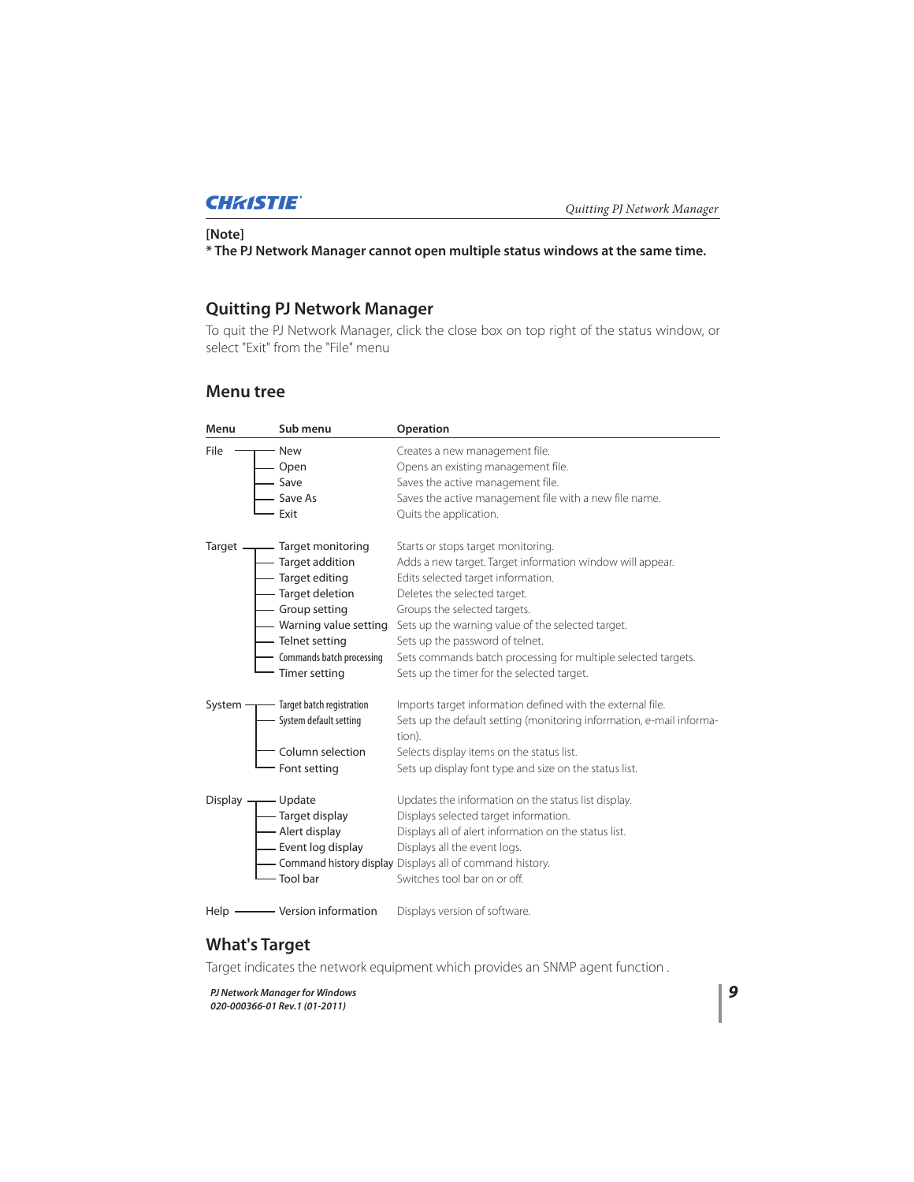**[Note]**
**\* The PJ Network Manager cannot open multiple status windows at the same time.**

## Quitting PJ Network Manager

To quit the PJ Network Manager, click the close box on top right of the status window, or select "Exit" from the "File" menu

## Menu tree

| Menu | Sub menu | Operation |
|---|---|---|
| File | New | Creates a new management file. |
| | Open | Opens an existing management file. |
| | Save | Saves the active management file. |
| | Save As | Saves the active management file with a new file name. |
| | Exit | Quits the application. |
| Target | Target monitoring | Starts or stops target monitoring. |
| | Target addition | Adds a new target. Target information window will appear. |
| | Target editing | Edits selected target information. |
| | Target deletion | Deletes the selected target. |
| | Group setting | Groups the selected targets. |
| | Warning value setting | Sets up the warning value of the selected target. |
| | Telnet setting | Sets up the password of telnet. |
| | Commands batch processing | Sets commands batch processing for multiple selected targets. |
| | Timer setting | Sets up the timer for the selected target. |
| System | Target batch registration | Imports target information defined with the external file. |
| | System default setting | Sets up the default setting (monitoring information, e-mail information). |
| | Column selection | Selects display items on the status list. |
| | Font setting | Sets up display font type and size on the status list. |
| Display | Update | Updates the information on the status list display. |
| | Target display | Displays selected target information. |
| | Alert display | Displays all of alert information on the status list. |
| | Event log display | Displays all the event logs. |
| | Command history display | Displays all of command history. |
| | Tool bar | Switches tool bar on or off. |
| Help | Version information | Displays version of software. |

## What's Target

Target indicates the network equipment which provides an SNMP agent function .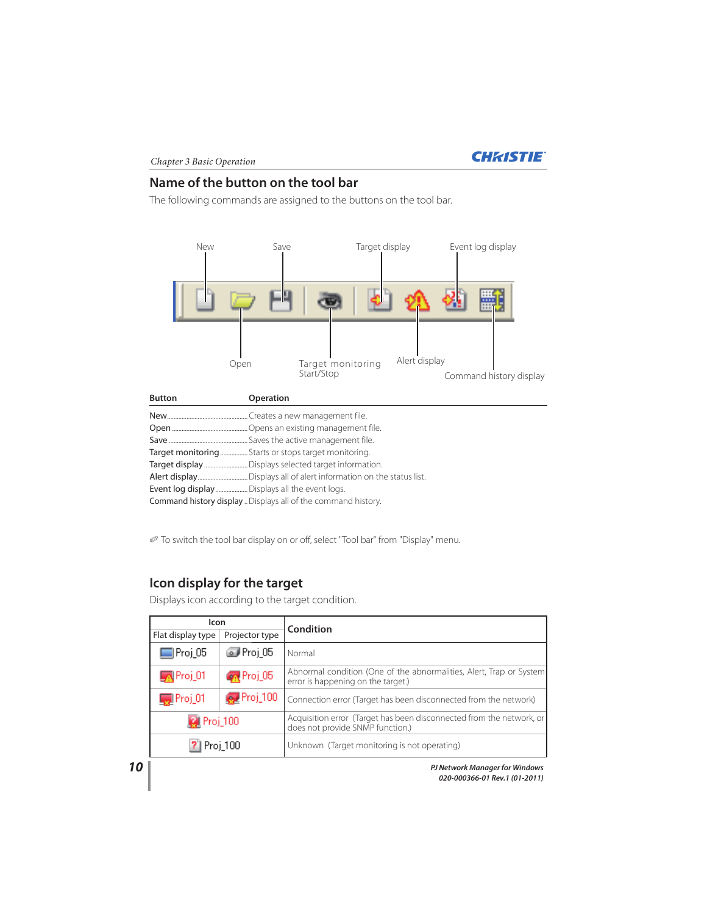## Name of the button on the tool bar

The following commands are assigned to the buttons on the tool bar.

New, Save, Target display, Event log display

Open, Target monitoring Start/Stop, Alert display, Command history display

| Button | Operation |
|---|---|
| New | Creates a new management file. |
| Open | Opens an existing management file. |
| Save | Saves the active management file. |
| Target monitoring | Starts or stops target monitoring. |
| Target display | Displays selected target information. |
| Alert display | Displays all of alert information on the status list. |
| Event log display | Displays all the event logs. |
| Command history display | Displays all of the command history. |

✐ To switch the tool bar display on or off, select "Tool bar" from "Display" menu.

## Icon display for the target

Displays icon according to the target condition.

| Icon | | Condition |
|---|---|---|
| Flat display type | Projector type | |
| Proj_05 | Proj_05 | Normal |
| Proj_01 | Proj_05 | Abnormal condition (One of the abnormalities, Alert, Trap or System error is happening on the target.) |
| Proj_01 | Proj_100 | Connection error (Target has been disconnected from the network) |
| Proj_100 | | Acquisition error (Target has been disconnected from the network, or does not provide SNMP function.) |
| Proj_100 | | Unknown (Target monitoring is not operating) |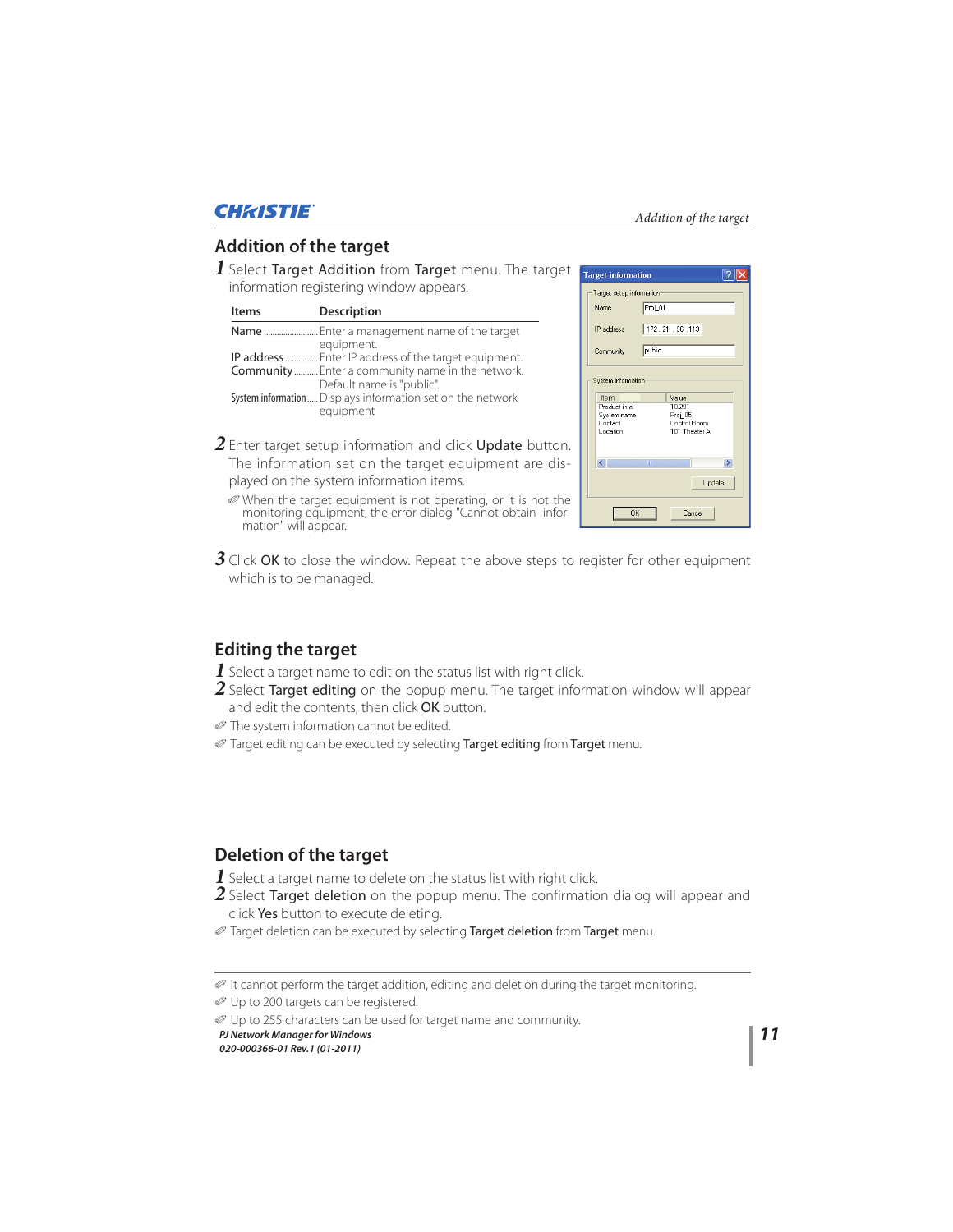## Addition of the target

**1** Select Target Addition from Target menu. The target information registering window appears.

| Items | Description |
| --- | --- |
| Name | Enter a management name of the target equipment. |
| IP address | Enter IP address of the target equipment. |
| Community | Enter a community name in the network. Default name is "public". |
| System information | Displays information set on the network equipment |

**2** Enter target setup information and click Update button. The information set on the target equipment are displayed on the system information items.

✐ When the target equipment is not operating, or it is not the monitoring equipment, the error dialog "Cannot obtain information" will appear.

**3** Click OK to close the window. Repeat the above steps to register for other equipment which is to be managed.

## Editing the target

**1** Select a target name to edit on the status list with right click.

**2** Select Target editing on the popup menu. The target information window will appear and edit the contents, then click OK button.

✐ The system information cannot be edited.

✐ Target editing can be executed by selecting Target editing from Target menu.

## Deletion of the target

**1** Select a target name to delete on the status list with right click.

**2** Select Target deletion on the popup menu. The confirmation dialog will appear and click Yes button to execute deleting.

✐ Target deletion can be executed by selecting Target deletion from Target menu.

---

✐ It cannot perform the target addition, editing and deletion during the target monitoring.

✐ Up to 200 targets can be registered.

✐ Up to 255 characters can be used for target name and community.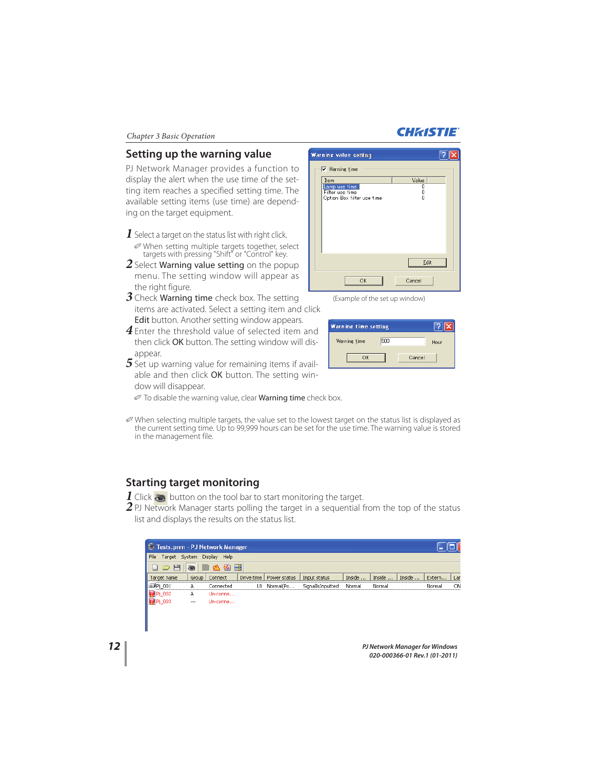## Setting up the warning value

PJ Network Manager provides a function to display the alert when the use time of the setting item reaches a specified setting time. The available setting items (use time) are depending on the target equipment.

1. Select a target on the status list with right click.
   ✐ When setting multiple targets together, select targets with pressing "Shift" or "Control" key.
2. Select **Warning value setting** on the popup menu. The setting window will appear as the right figure.
3. Check **Warning time** check box. The setting items are activated. Select a setting item and click **Edit** button. Another setting window appears.
4. Enter the threshold value of selected item and then click **OK** button. The setting window will disappear.
5. Set up warning value for remaining items if available and then click **OK** button. The setting window will disappear.

   ✐ To disable the warning value, clear **Warning time** check box.

(Example of the set up window)

✐ When selecting multiple targets, the value set to the lowest target on the status list is displayed as the current setting time. Up to 99,999 hours can be set for the use time. The warning value is stored in the management file.

## Starting target monitoring

1. Click button on the tool bar to start monitoring the target.
2. PJ Network Manager starts polling the target in a sequential from the top of the status list and displays the results on the status list.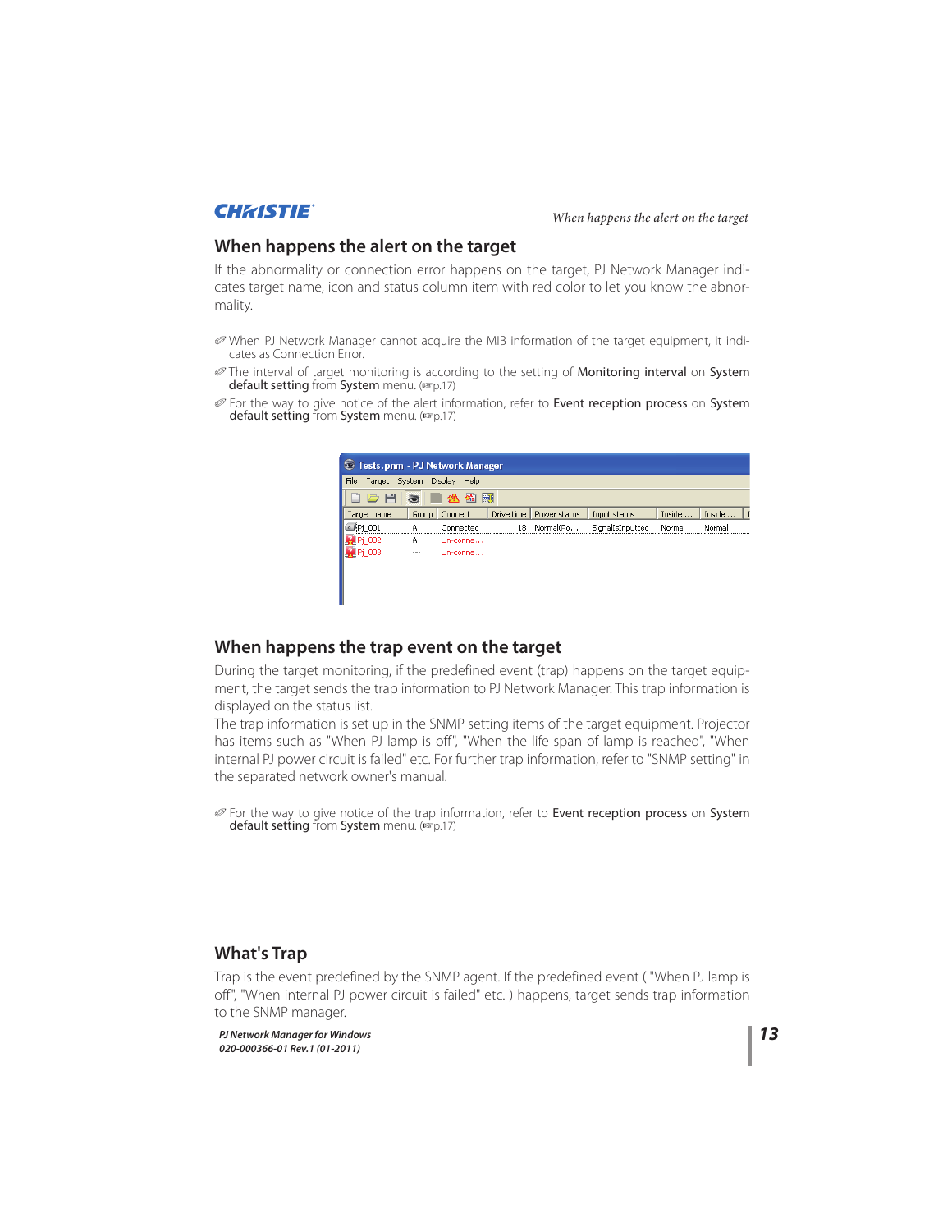## When happens the alert on the target

If the abnormality or connection error happens on the target, PJ Network Manager indicates target name, icon and status column item with red color to let you know the abnormality.

✐ When PJ Network Manager cannot acquire the MIB information of the target equipment, it indicates as Connection Error.

✐ The interval of target monitoring is according to the setting of **Monitoring interval** on **System default setting** from **System** menu. (☞p.17)

✐ For the way to give notice of the alert information, refer to **Event reception process** on **System default setting** from **System** menu. (☞p.17)

## When happens the trap event on the target

During the target monitoring, if the predefined event (trap) happens on the target equipment, the target sends the trap information to PJ Network Manager. This trap information is displayed on the status list.

The trap information is set up in the SNMP setting items of the target equipment. Projector has items such as "When PJ lamp is off", "When the life span of lamp is reached", "When internal PJ power circuit is failed" etc. For further trap information, refer to "SNMP setting" in the separated network owner's manual.

✐ For the way to give notice of the trap information, refer to **Event reception process** on **System default setting** from **System** menu. (☞p.17)

## What's Trap

Trap is the event predefined by the SNMP agent. If the predefined event ( "When PJ lamp is off", "When internal PJ power circuit is failed" etc. ) happens, target sends trap information to the SNMP manager.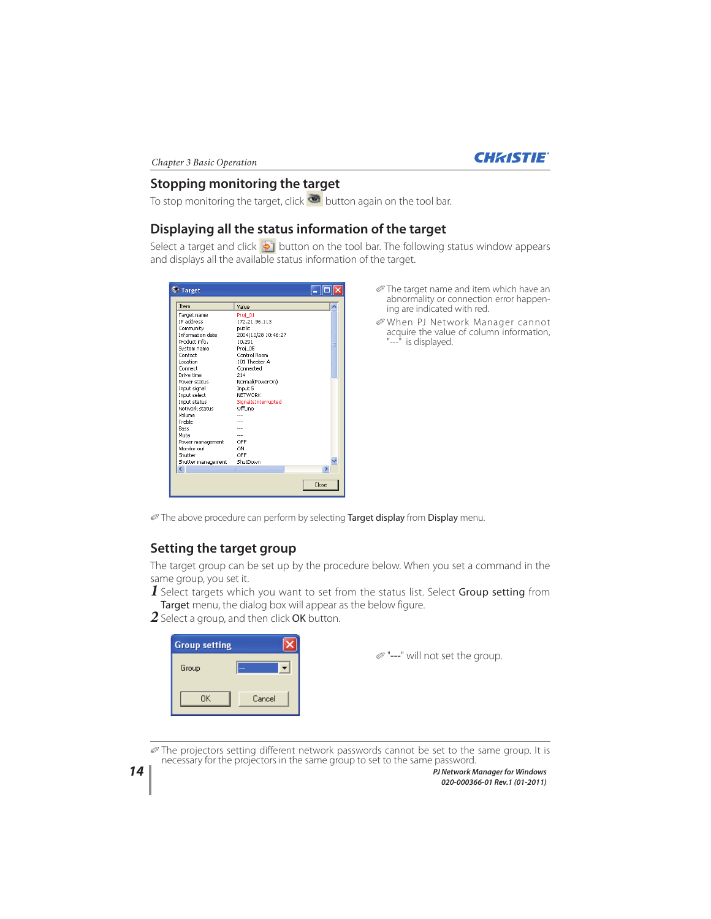## Stopping monitoring the target

To stop monitoring the target, click button again on the tool bar.

## Displaying all the status information of the target

Select a target and click button on the tool bar. The following status window appears and displays all the available status information of the target.

✐ The target name and item which have an abnormality or connection error happening are indicated with red.

✐ When PJ Network Manager cannot acquire the value of column information, "---" is displayed.

✐ The above procedure can perform by selecting **Target display** from **Display** menu.

## Setting the target group

The target group can be set up by the procedure below. When you set a command in the same group, you set it.

1. Select targets which you want to set from the status list. Select **Group setting** from **Target** menu, the dialog box will appear as the below figure.
2. Select a group, and then click **OK** button.

✐ "---" will not set the group.

✐ The projectors setting different network passwords cannot be set to the same group. It is necessary for the projectors in the same group to set to the same password.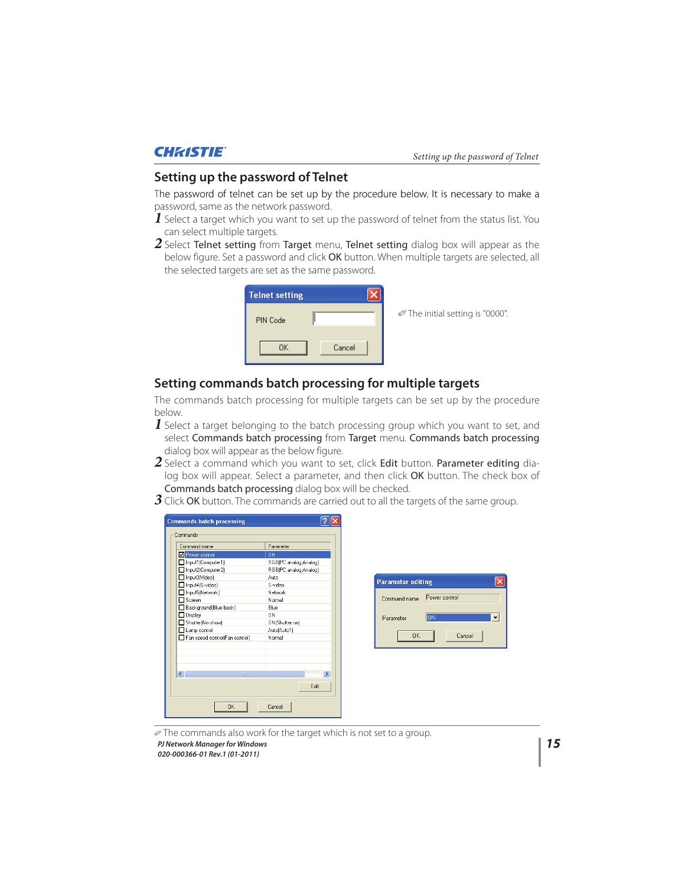## Setting up the password of Telnet

The password of telnet can be set up by the procedure below. It is necessary to make a password, same as the network password.

1. Select a target which you want to set up the password of telnet from the status list. You can select multiple targets.
2. Select **Telnet setting** from **Target** menu, **Telnet setting** dialog box will appear as the below figure. Set a password and click **OK** button. When multiple targets are selected, all the selected targets are set as the same password.

✐ The initial setting is "0000".

## Setting commands batch processing for multiple targets

The commands batch processing for multiple targets can be set up by the procedure below.

1. Select a target belonging to the batch processing group which you want to set, and select **Commands batch processing** from **Target** menu. **Commands batch processing** dialog box will appear as the below figure.
2. Select a command which you want to set, click **Edit** button. **Parameter editing** dialog box will appear. Select a parameter, and then click **OK** button. The check box of **Commands batch processing** dialog box will be checked.
3. Click **OK** button. The commands are carried out to all the targets of the same group.

✐ The commands also work for the target which is not set to a group.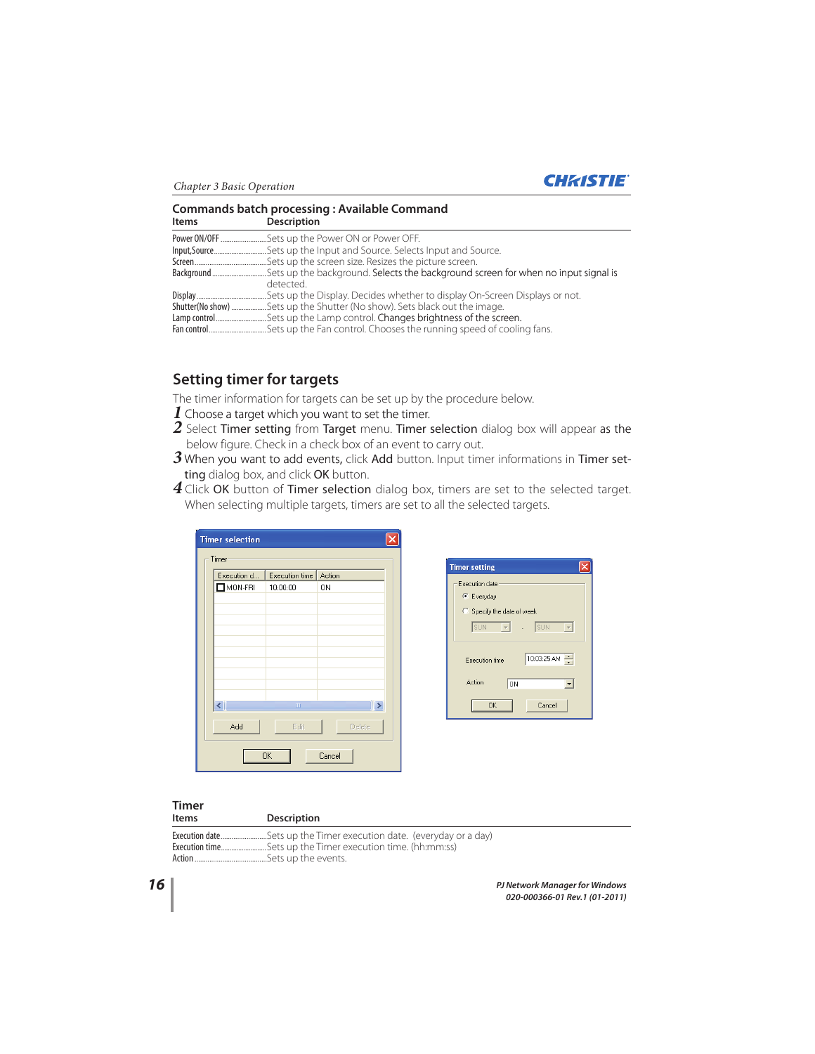### Commands batch processing : Available Command

| Items | Description |
|---|---|
| Power ON/OFF | Sets up the Power ON or Power OFF. |
| Input,Source | Sets up the Input and Source. Selects Input and Source. |
| Screen | Sets up the screen size. Resizes the picture screen. |
| Background | Sets up the background. Selects the background screen for when no input signal is detected. |
| Display | Sets up the Display. Decides whether to display On-Screen Displays or not. |
| Shutter(No show) | Sets up the Shutter (No show). Sets black out the image. |
| Lamp control | Sets up the Lamp control. Changes brightness of the screen. |
| Fan control | Sets up the Fan control. Chooses the running speed of cooling fans. |

## Setting timer for targets

The timer information for targets can be set up by the procedure below.

1. Choose a target which you want to set the timer.
2. Select **Timer setting** from **Target** menu. **Timer selection** dialog box will appear as the below figure. Check in a check box of an event to carry out.
3. When you want to add events, click **Add** button. Input timer informations in **Timer setting** dialog box, and click **OK** button.
4. Click **OK** button of **Timer selection** dialog box, timers are set to the selected target. When selecting multiple targets, timers are set to all the selected targets.

### Timer

| Items | Description |
|---|---|
| Execution date | Sets up the Timer execution date. (everyday or a day) |
| Execution time | Sets up the Timer execution time. (hh:mm:ss) |
| Action | Sets up the events. |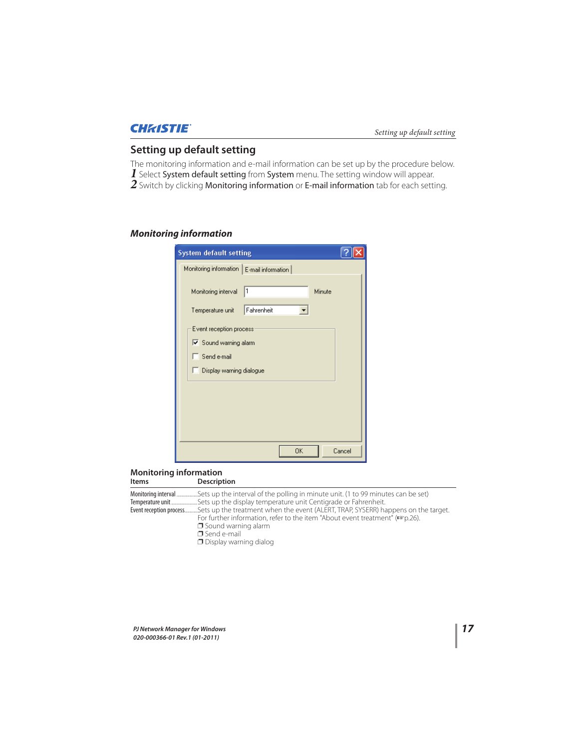## Setting up default setting

The monitoring information and e-mail information can be set up by the procedure below.

*1* Select **System default setting** from **System** menu. The setting window will appear.

*2* Switch by clicking **Monitoring information** or **E-mail information** tab for each setting.

### *Monitoring information*

**Monitoring information**

| Items | Description |
|---|---|
| Monitoring interval | Sets up the interval of the polling in minute unit. (1 to 99 minutes can be set) |
| Temperature unit | Sets up the display temperature unit Centigrade or Fahrenheit. |
| Event reception process | Sets up the treatment when the event (ALERT, TRAP, SYSERR) happens on the target. For further information, refer to the item "About event treatment" (☞p.26).<br>❐ Sound warning alarm<br>❐ Send e-mail<br>❐ Display warning dialog |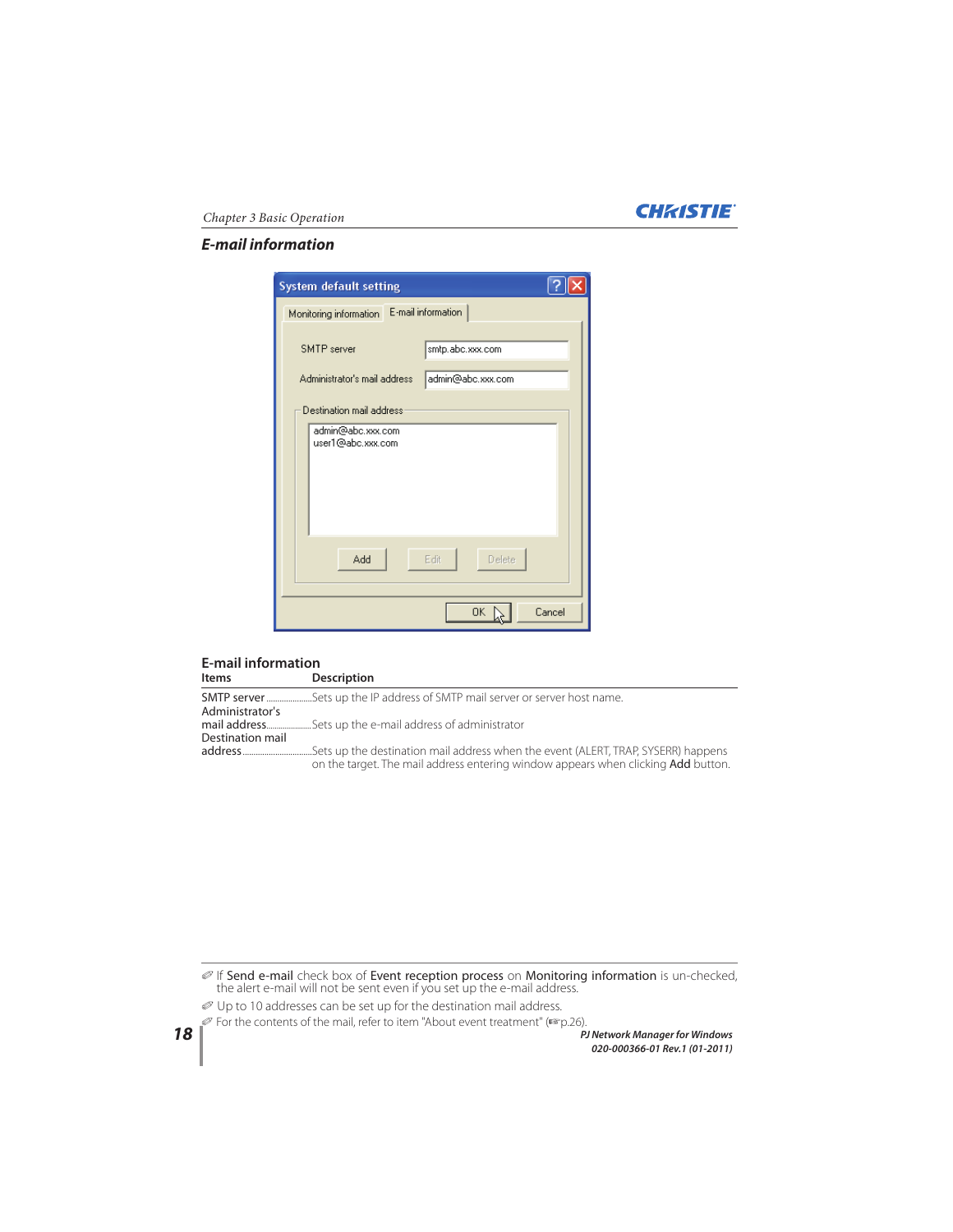## E-mail information

### E-mail information

| Items | Description |
|---|---|
| SMTP server | Sets up the IP address of SMTP mail server or server host name. |
| Administrator's mail address | Sets up the e-mail address of administrator |
| Destination mail address | Sets up the destination mail address when the event (ALERT, TRAP, SYSERR) happens on the target. The mail address entering window appears when clicking **Add** button. |

✐ If **Send e-mail** check box of **Event reception process** on **Monitoring information** is un-checked, the alert e-mail will not be sent even if you set up the e-mail address.

✐ Up to 10 addresses can be set up for the destination mail address.

✐ For the contents of the mail, refer to item "About event treatment" (☞p.26).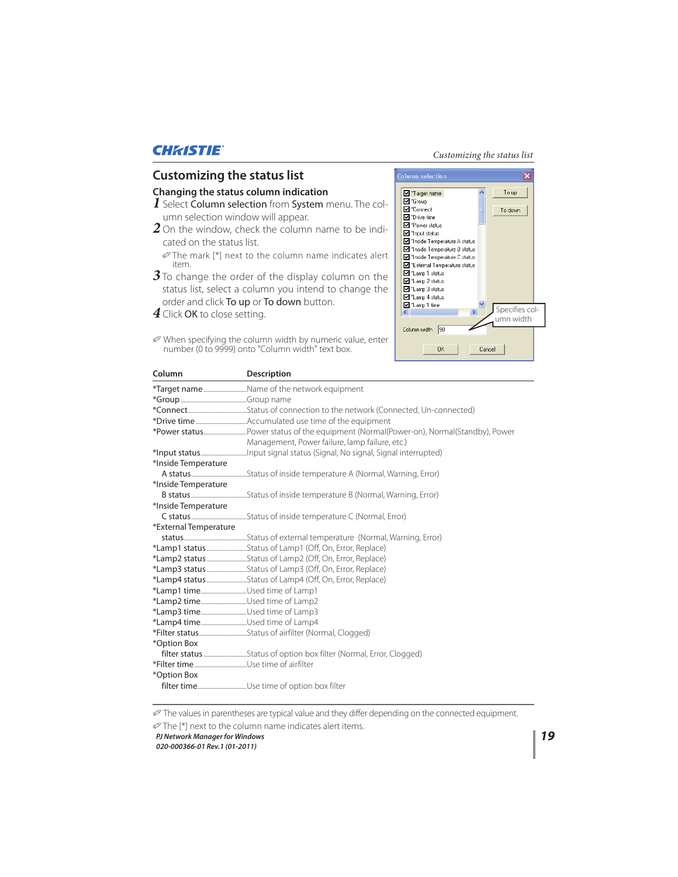# Customizing the status list

## Changing the status column indication

1. Select **Column selection** from **System** menu. The column selection window will appear.
2. On the window, check the column name to be indicated on the status list.

   ✐ The mark [*] next to the column name indicates alert item.
3. To change the order of the display column on the status list, select a column you intend to change the order and click **To up** or **To down** button.
4. Click **OK** to close setting.

✐ When specifying the column width by numeric value, enter number (0 to 9999) onto "Column width" text box.

Specifies column width

| Column | Description |
|---|---|
| *Target name | Name of the network equipment |
| *Group | Group name |
| *Connect | Status of connection to the network (Connected, Un-connected) |
| *Drive time | Accumulated use time of the equipment |
| *Power status | Power status of the equipment (Normal(Power-on), Normal(Standby), Power Management, Power failure, lamp failure, etc.) |
| *Input status | Input signal status (Signal, No signal, Signal interrupted) |
| *Inside Temperature A status | Status of inside temperature A (Normal, Warning, Error) |
| *Inside Temperature B status | Status of inside temperature B (Normal, Warning, Error) |
| *Inside Temperature C status | Status of inside temperature C (Normal, Error) |
| *External Temperature status | Status of external temperature (Normal, Warning, Error) |
| *Lamp1 status | Status of Lamp1 (Off, On, Error, Replace) |
| *Lamp2 status | Status of Lamp2 (Off, On, Error, Replace) |
| *Lamp3 status | Status of Lamp3 (Off, On, Error, Replace) |
| *Lamp4 status | Status of Lamp4 (Off, On, Error, Replace) |
| *Lamp1 time | Used time of Lamp1 |
| *Lamp2 time | Used time of Lamp2 |
| *Lamp3 time | Used time of Lamp3 |
| *Lamp4 time | Used time of Lamp4 |
| *Filter status | Status of airfilter (Normal, Clogged) |
| *Option Box filter status | Status of option box filter (Normal, Error, Clogged) |
| *Filter time | Use time of airfilter |
| *Option Box filter time | Use time of option box filter |

✐ The values in parentheses are typical value and they differ depending on the connected equipment.

✐ The [*] next to the column name indicates alert items.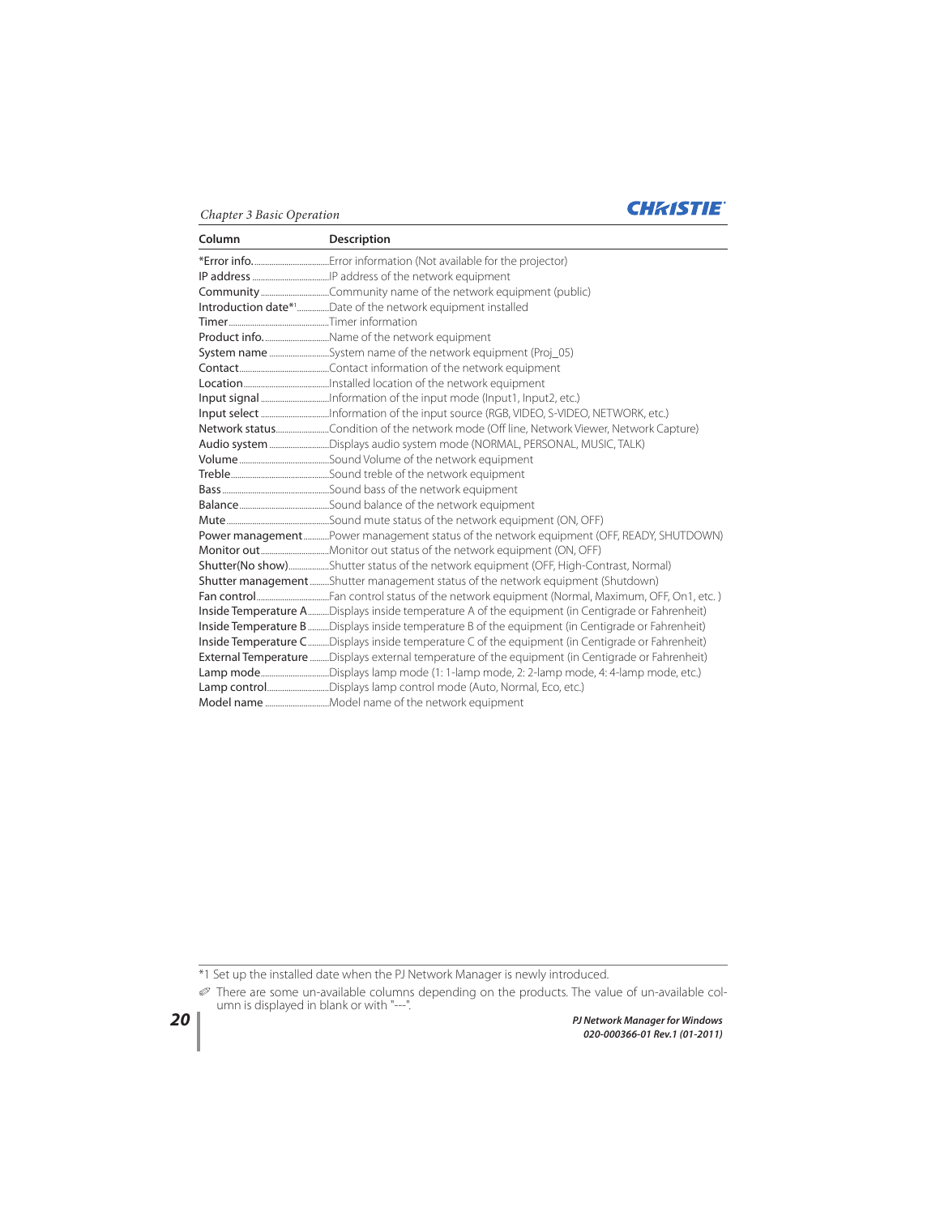| Column | Description |
|---|---|
| *Error info. | Error information (Not available for the projector) |
| IP address | IP address of the network equipment |
| Community | Community name of the network equipment (public) |
| Introduction date*1 | Date of the network equipment installed |
| Timer | Timer information |
| Product info. | Name of the network equipment |
| System name | System name of the network equipment (Proj_05) |
| Contact | Contact information of the network equipment |
| Location | Installed location of the network equipment |
| Input signal | Information of the input mode (Input1, Input2, etc.) |
| Input select | Information of the input source (RGB, VIDEO, S-VIDEO, NETWORK, etc.) |
| Network status | Condition of the network mode (Off line, Network Viewer, Network Capture) |
| Audio system | Displays audio system mode (NORMAL, PERSONAL, MUSIC, TALK) |
| Volume | Sound Volume of the network equipment |
| Treble | Sound treble of the network equipment |
| Bass | Sound bass of the network equipment |
| Balance | Sound balance of the network equipment |
| Mute | Sound mute status of the network equipment (ON, OFF) |
| Power management | Power management status of the network equipment (OFF, READY, SHUTDOWN) |
| Monitor out | Monitor out status of the network equipment (ON, OFF) |
| Shutter(No show) | Shutter status of the network equipment (OFF, High-Contrast, Normal) |
| Shutter management | Shutter management status of the network equipment (Shutdown) |
| Fan control | Fan control status of the network equipment (Normal, Maximum, OFF, On1, etc. ) |
| Inside Temperature A | Displays inside temperature A of the equipment (in Centigrade or Fahrenheit) |
| Inside Temperature B | Displays inside temperature B of the equipment (in Centigrade or Fahrenheit) |
| Inside Temperature C | Displays inside temperature C of the equipment (in Centigrade or Fahrenheit) |
| External Temperature | Displays external temperature of the equipment (in Centigrade or Fahrenheit) |
| Lamp mode | Displays lamp mode (1: 1-lamp mode, 2: 2-lamp mode, 4: 4-lamp mode, etc.) |
| Lamp control | Displays lamp control mode (Auto, Normal, Eco, etc.) |
| Model name | Model name of the network equipment |

*1 Set up the installed date when the PJ Network Manager is newly introduced.

✐ There are some un-available columns depending on the products. The value of un-available column is displayed in blank or with "---".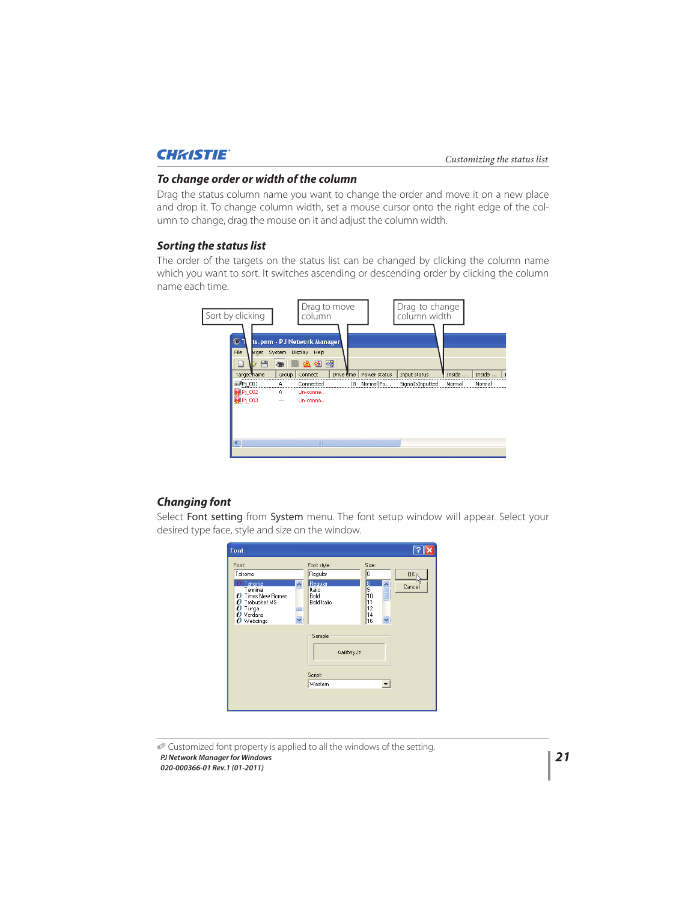### To change order or width of the column

Drag the status column name you want to change the order and move it on a new place and drop it. To change column width, set a mouse cursor onto the right edge of the column to change, drag the mouse on it and adjust the column width.

### Sorting the status list

The order of the targets on the status list can be changed by clicking the column name which you want to sort. It switches ascending or descending order by clicking the column name each time.

Sort by clicking

Drag to move column

Drag to change column width

### Changing font

Select **Font setting** from **System** menu. The font setup window will appear. Select your desired type face, style and size on the window.

✐ Customized font property is applied to all the windows of the setting.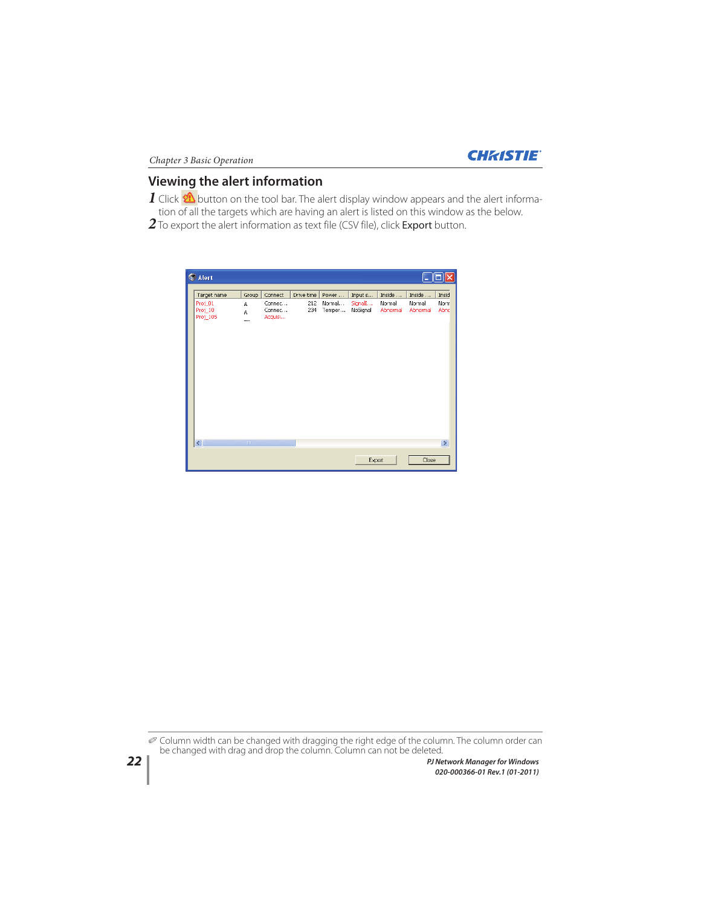## Viewing the alert information

1. Click button on the tool bar. The alert display window appears and the alert information of all the targets which are having an alert is listed on this window as the below.
2. To export the alert information as text file (CSV file), click **Export** button.

✐ Column width can be changed with dragging the right edge of the column. The column order can be changed with drag and drop the column. Column can not be deleted.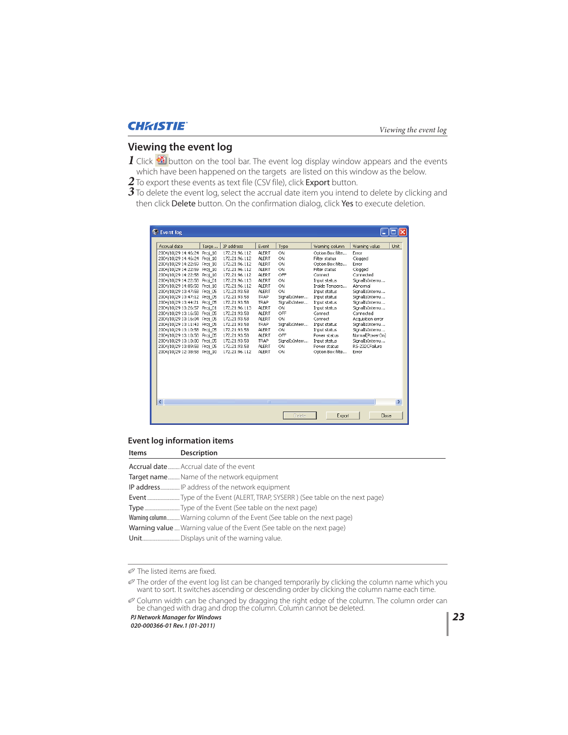## Viewing the event log

1. Click button on the tool bar. The event log display window appears and the events which have been happened on the targets are listed on this window as the below.
2. To export these events as text file (CSV file), click **Export** button.
3. To delete the event log, select the accrual date item you intend to delete by clicking and then click **Delete** button. On the confirmation dialog, click **Yes** to execute deletion.

| Accrual date | Targe... | IP address | Event | Type | Warning column | Warning value | Unit |
|---|---|---|---|---|---|---|---|
| 2004/10/29 14:46:24 | Proj_10 | 172.21.96.112 | ALERT | ON | Option Box filte... | Error | |
| 2004/10/29 14:46:24 | Proj_10 | 172.21.96.112 | ALERT | ON | Filter status | Clogged | |
| 2004/10/29 14:22:59 | Proj_10 | 172.21.96.112 | ALERT | ON | Option Box filte... | Error | |
| 2004/10/29 14:22:59 | Proj_10 | 172.21.96.112 | ALERT | ON | Filter status | Clogged | |
| 2004/10/29 14:22:58 | Proj_10 | 172.21.96.112 | ALERT | OFF | Connect | Connected | |
| 2004/10/29 14:22:58 | Proj_01 | 172.21.96.113 | ALERT | ON | Input status | SignalIsInterru... | |
| 2004/10/29 14:05:58 | Proj_10 | 172.21.96.112 | ALERT | ON | Inside Tempera... | Abnormal | |
| 2004/10/29 13:47:58 | Proj_05 | 172.21.93.58 | ALERT | ON | Input status | SignalIsInterru... | |
| 2004/10/29 13:47:12 | Proj_05 | 172.21.93.58 | TRAP | SignalIsInterr... | Input status | SignalIsInterru... | |
| 2004/10/29 13:44:21 | Proj_05 | 172.21.93.58 | TRAP | SignalIsInterr... | Input status | SignalIsInterru... | |
| 2004/10/29 13:26:57 | Proj_01 | 172.21.96.113 | ALERT | ON | Input status | SignalIsInterru... | |
| 2004/10/29 13:16:58 | Proj_05 | 172.21.93.58 | ALERT | OFF | Connect | Connected | |
| 2004/10/29 13:16:04 | Proj_05 | 172.21.93.58 | ALERT | ON | Connect | Acquisition error | |
| 2004/10/29 13:11:43 | Proj_05 | 172.21.93.58 | TRAP | SignalIsInterr... | Input status | SignalIsInterru... | |
| 2004/10/29 13:10:58 | Proj_05 | 172.21.93.58 | ALERT | ON | Input status | SignalIsInterru... | |
| 2004/10/29 13:10:58 | Proj_05 | 172.21.93.58 | ALERT | OFF | Power status | Normal(PowerOn) | |
| 2004/10/29 13:10:00 | Proj_05 | 172.21.93.58 | TRAP | SignalIsInterr... | Input status | SignalIsInterru... | |
| 2004/10/29 13:09:58 | Proj_05 | 172.21.93.58 | ALERT | ON | Power status | RS-232CFailure | |
| 2004/10/29 12:38:58 | Proj_10 | 172.21.96.112 | ALERT | ON | Option Box filte... | Error | |

Delete Export Close

### Event log information items

| Items | Description |
|---|---|
| Accrual date | Accrual date of the event |
| Target name | Name of the network equipment |
| IP address | IP address of the network equipment |
| Event | Type of the Event (ALERT, TRAP, SYSERR ) (See table on the next page) |
| Type | Type of the Event (See table on the next page) |
| Warning column | Warning column of the Event (See table on the next page) |
| Warning value | Warning value of the Event (See table on the next page) |
| Unit | Displays unit of the warning value. |

✐ The listed items are fixed.

✐ The order of the event log list can be changed temporarily by clicking the column name which you want to sort. It switches ascending or descending order by clicking the column name each time.

✐ Column width can be changed by dragging the right edge of the column. The column order can be changed with drag and drop the column. Column cannot be deleted.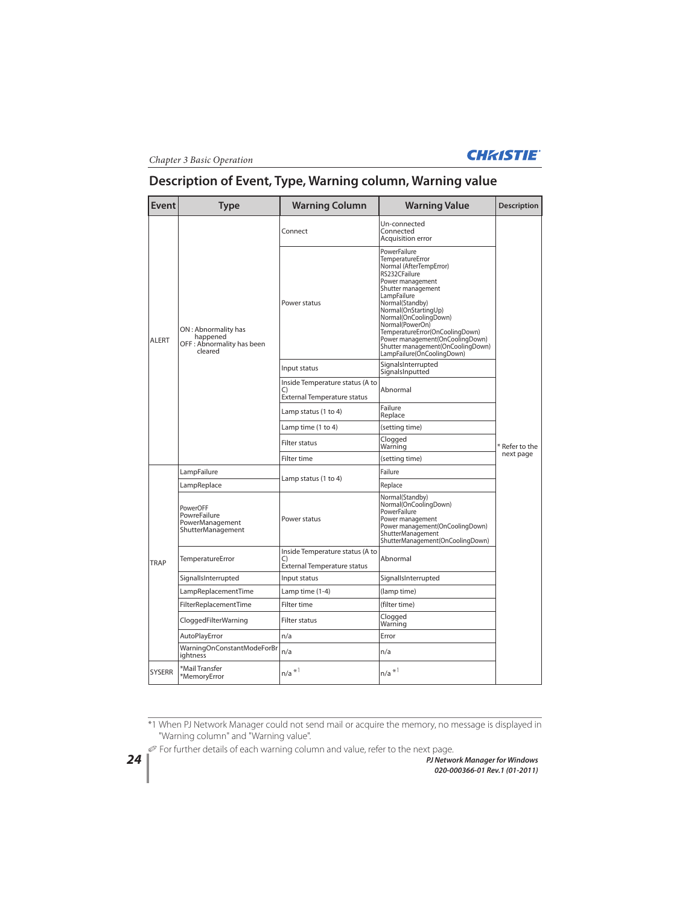## Description of Event, Type, Warning column, Warning value

| Event | Type | Warning Column | Warning Value | Description |
|---|---|---|---|---|
| ALERT | ON : Abnormality has happened<br>OFF : Abnormality has been cleared | Connect | Un-connected<br>Connected<br>Acquisition error | * Refer to the next page |
| | | Power status | PowerFailure<br>TemperatureError<br>Normal (AfterTempError)<br>RS232CFailure<br>Power management<br>Shutter management<br>LampFailure<br>Normal(Standby)<br>Normal(OnStartingUp)<br>Normal(OnCoolingDown)<br>Normal(PowerOn)<br>TemperatureError(OnCoolingDown)<br>Power management(OnCoolingDown)<br>Shutter management(OnCoolingDown)<br>LampFailure(OnCoolingDown) | |
| | | Input status | SignalsInterrupted<br>SignalsInputted | |
| | | Inside Temperature status (A to C)<br>External Temperature status | Abnormal | |
| | | Lamp status (1 to 4) | Failure<br>Replace | |
| | | Lamp time (1 to 4) | (setting time) | |
| | | Filter status | Clogged<br>Warning | |
| | | Filter time | (setting time) | |
| TRAP | LampFailure | Lamp status (1 to 4) | Failure | |
| | LampReplace | | Replace | |
| | PowerOFF<br>PowreFailure<br>PowerManagement<br>ShutterManagement | Power status | Normal(Standby)<br>Normal(OnCoolingDown)<br>PowerFailure<br>Power management<br>Power management(OnCoolingDown)<br>ShutterManagement<br>ShutterManagement(OnCoolingDown) | |
| | TemperatureError | Inside Temperature status (A to C)<br>External Temperature status | Abnormal | |
| | SignalIsInterrupted | Input status | SignalIsInterrupted | |
| | LampReplacementTime | Lamp time (1-4) | (lamp time) | |
| | FilterReplacementTime | Filter time | (filter time) | |
| | CloggedFilterWarning | Filter status | Clogged<br>Warning | |
| | AutoPlayError | n/a | Error | |
| | WarningOnConstantModeForBrightness | n/a | n/a | |
| SYSERR | *Mail Transfer<br>*MemoryError | n/a *1 | n/a *1 | |

*1 When PJ Network Manager could not send mail or acquire the memory, no message is displayed in "Warning column" and "Warning value".

✐ For further details of each warning column and value, refer to the next page.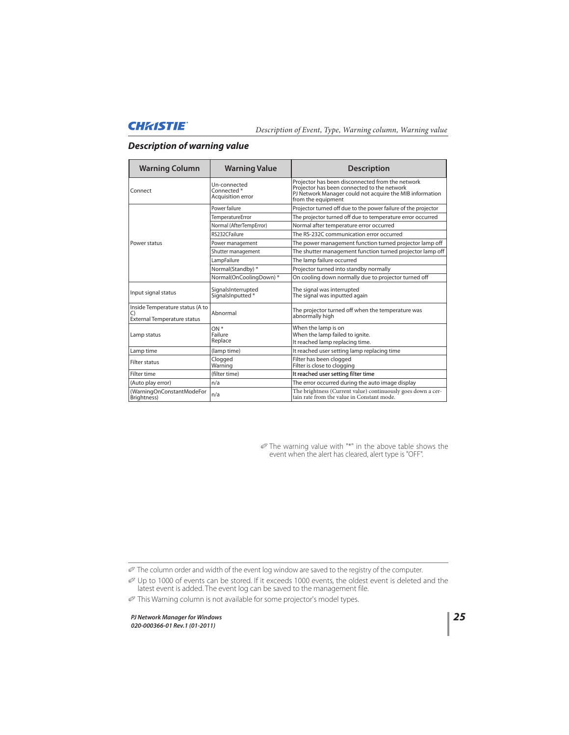## Description of warning value

| Warning Column | Warning Value | Description |
|---|---|---|
| Connect | Un-connected<br>Connected *<br>Acquisition error | Projector has been disconnected from the network<br>Projector has been connected to the network<br>PJ Network Manager could not acquire the MIB information from the equipment |
| Power status | Power failure | Projector turned off due to the power failure of the projector |
| | TemperatureError | The projector turned off due to temperature error occurred |
| | Normal (AfterTempError) | Normal after temperature error occurred |
| | RS232CFailure | The RS-232C communication error occurred |
| | Power management | The power management function turned projector lamp off |
| | Shutter management | The shutter management function turned projector lamp off |
| | LampFailure | The lamp failure occurred |
| | Normal(Standby) * | Projector turned into standby normally |
| | Normal(OnCoolingDown) * | On cooling down normally due to projector turned off |
| Input signal status | SignalsInterrupted<br>SignalsInputted * | The signal was interrupted<br>The signal was inputted again |
| Inside Temperature status (A to C)<br>External Temperature status | Abnormal | The projector turned off when the temperature was abnormally high |
| Lamp status | ON *<br>Failure<br>Replace | When the lamp is on<br>When the lamp failed to ignite.<br>It reached lamp replacing time. |
| Lamp time | (lamp time) | It reached user setting lamp replacing time |
| Filter status | Clogged<br>Warning | Filter has been clogged<br>Filter is close to clogging |
| Filter time | (filter time) | It reached user setting filter time |
| (Auto play error) | n/a | The error occurred during the auto image display |
| (WarningOnConstantModeFor Brightness) | n/a | The brightness (Current value) continuously goes down a certain rate from the value in Constant mode. |

✐ The warning value with "*" in the above table shows the event when the alert has cleared, alert type is "OFF".

---

✐ The column order and width of the event log window are saved to the registry of the computer.

✐ Up to 1000 of events can be stored. If it exceeds 1000 events, the oldest event is deleted and the latest event is added. The event log can be saved to the management file.

✐ This Warning column is not available for some projector's model types.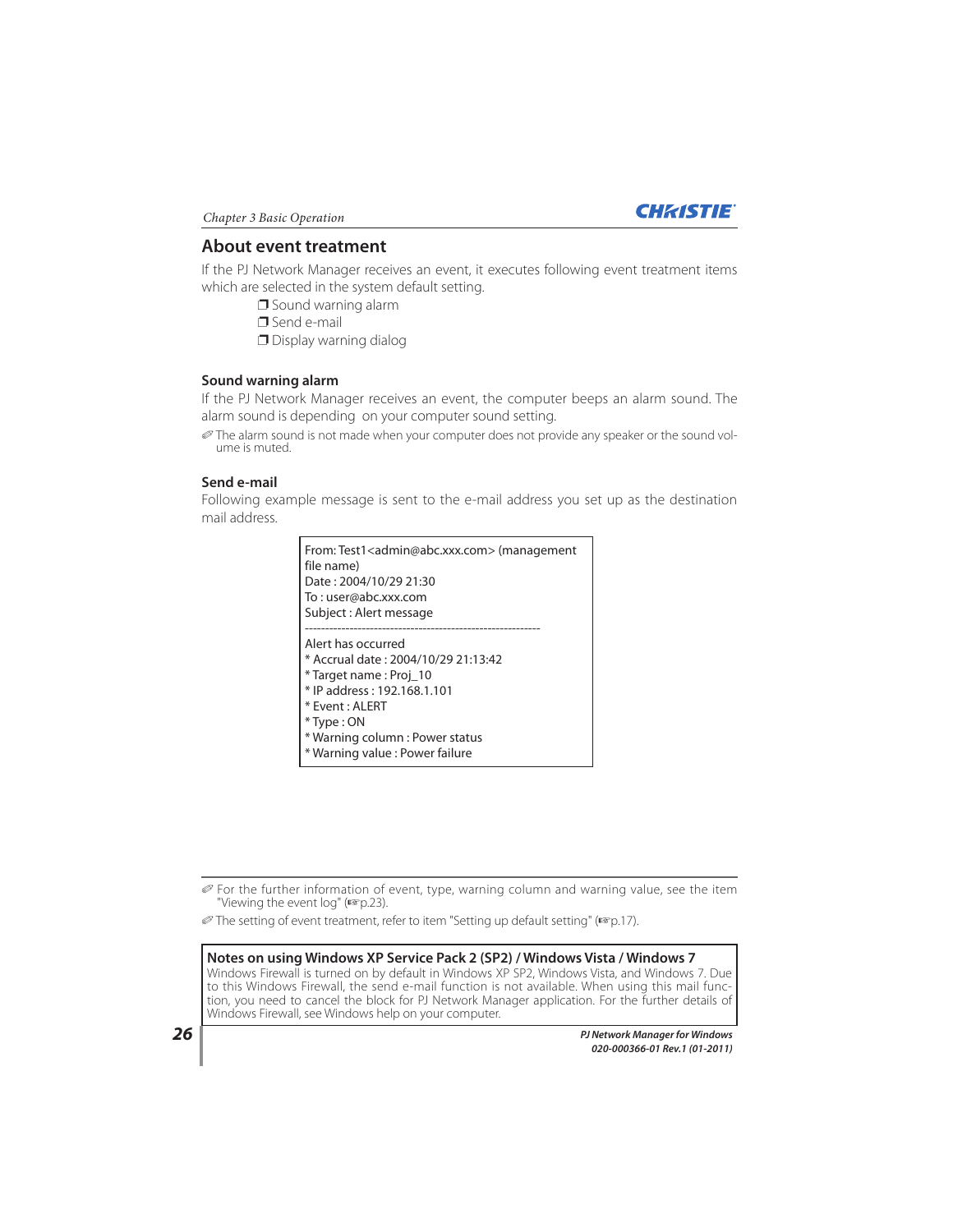## About event treatment

If the PJ Network Manager receives an event, it executes following event treatment items which are selected in the system default setting.

- ❒ Sound warning alarm
- ❒ Send e-mail
- ❒ Display warning dialog

### Sound warning alarm

If the PJ Network Manager receives an event, the computer beeps an alarm sound. The alarm sound is depending on your computer sound setting.

✐ The alarm sound is not made when your computer does not provide any speaker or the sound volume is muted.

### Send e-mail

Following example message is sent to the e-mail address you set up as the destination mail address.

```
From: Test1<admin@abc.xxx.com> (management
file name)
Date : 2004/10/29 21:30
To : user@abc.xxx.com
Subject : Alert message
------------------------------------------------------------
Alert has occurred
* Accrual date : 2004/10/29 21:13:42
* Target name : Proj_10
* IP address : 192.168.1.101
* Event : ALERT
* Type : ON
* Warning column : Power status
* Warning value : Power failure
```

✐ For the further information of event, type, warning column and warning value, see the item "Viewing the event log" (☞p.23).

✐ The setting of event treatment, refer to item "Setting up default setting" (☞p.17).

**Notes on using Windows XP Service Pack 2 (SP2) / Windows Vista / Windows 7**

Windows Firewall is turned on by default in Windows XP SP2, Windows Vista, and Windows 7. Due to this Windows Firewall, the send e-mail function is not available. When using this mail function, you need to cancel the block for PJ Network Manager application. For the further details of Windows Firewall, see Windows help on your computer.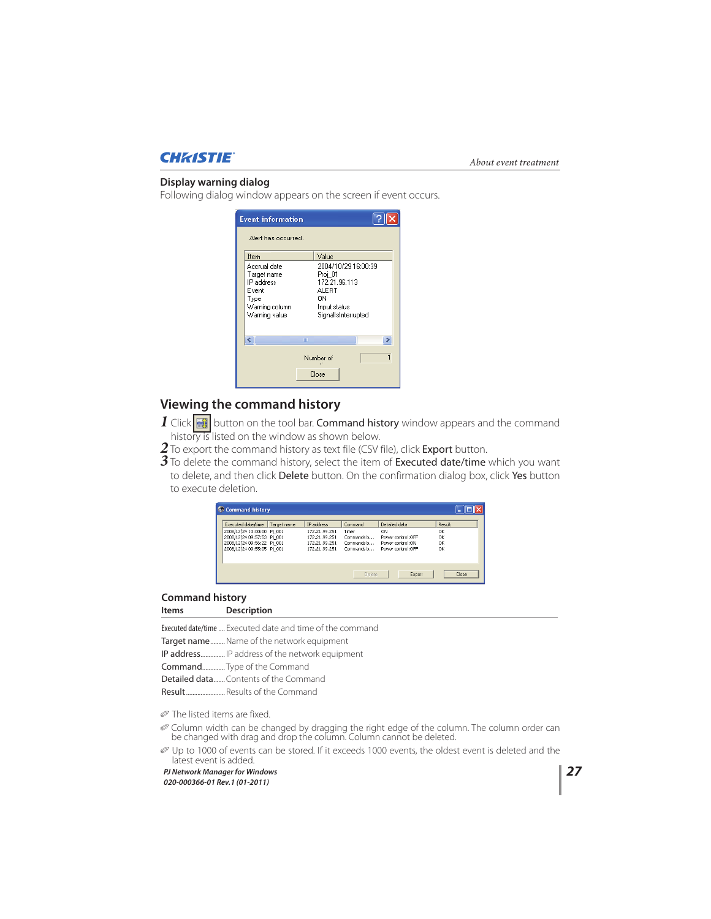### Display warning dialog

Following dialog window appears on the screen if event occurs.

## Viewing the command history

1 Click [icon] button on the tool bar. **Command history** window appears and the command history is listed on the window as shown below.

2 To export the command history as text file (CSV file), click **Export** button.

3 To delete the command history, select the item of **Executed date/time** which you want to delete, and then click **Delete** button. On the confirmation dialog box, click **Yes** button to execute deletion.

### Command history

| Items | Description |
|---|---|
| Executed date/time | Executed date and time of the command |
| Target name | Name of the network equipment |
| IP address | IP address of the network equipment |
| Command | Type of the Command |
| Detailed data | Contents of the Command |
| Result | Results of the Command |

✐ The listed items are fixed.

✐ Column width can be changed by dragging the right edge of the column. The column order can be changed with drag and drop the column. Column cannot be deleted.

✐ Up to 1000 of events can be stored. If it exceeds 1000 events, the oldest event is deleted and the latest event is added.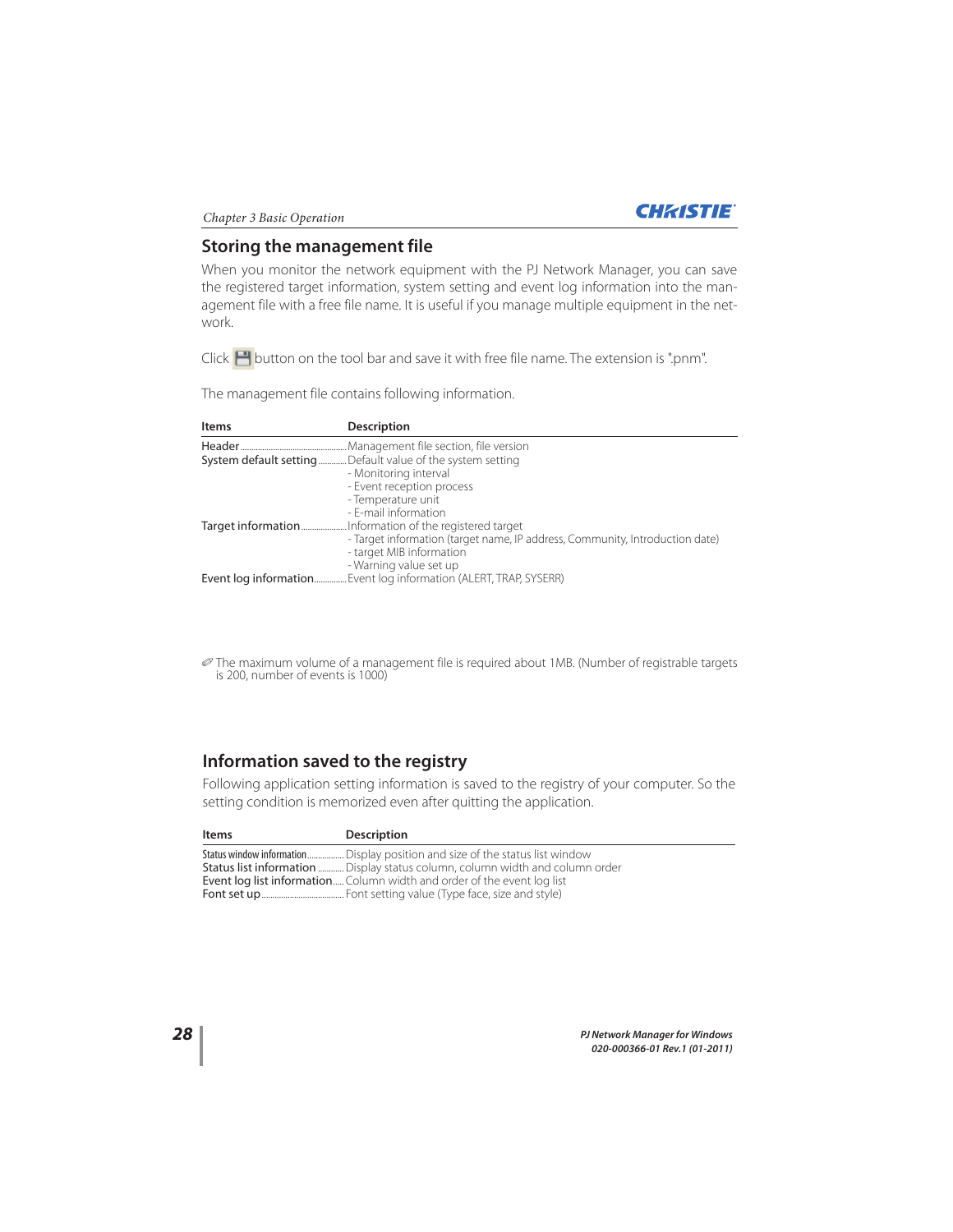## Storing the management file

When you monitor the network equipment with the PJ Network Manager, you can save the registered target information, system setting and event log information into the management file with a free file name. It is useful if you manage multiple equipment in the network.

Click button on the tool bar and save it with free file name. The extension is ".pnm".

The management file contains following information.

| Items | Description |
|---|---|
| Header | Management file section, file version |
| System default setting | Default value of the system setting<br>- Monitoring interval<br>- Event reception process<br>- Temperature unit<br>- E-mail information |
| Target information | Information of the registered target<br>- Target information (target name, IP address, Community, Introduction date)<br>- target MIB information<br>- Warning value set up |
| Event log information | Event log information (ALERT, TRAP, SYSERR) |

✐ The maximum volume of a management file is required about 1MB. (Number of registrable targets is 200, number of events is 1000)

## Information saved to the registry

Following application setting information is saved to the registry of your computer. So the setting condition is memorized even after quitting the application.

| Items | Description |
|---|---|
| Status window information | Display position and size of the status list window |
| Status list information | Display status column, column width and column order |
| Event log list information | Column width and order of the event log list |
| Font set up | Font setting value (Type face, size and style) |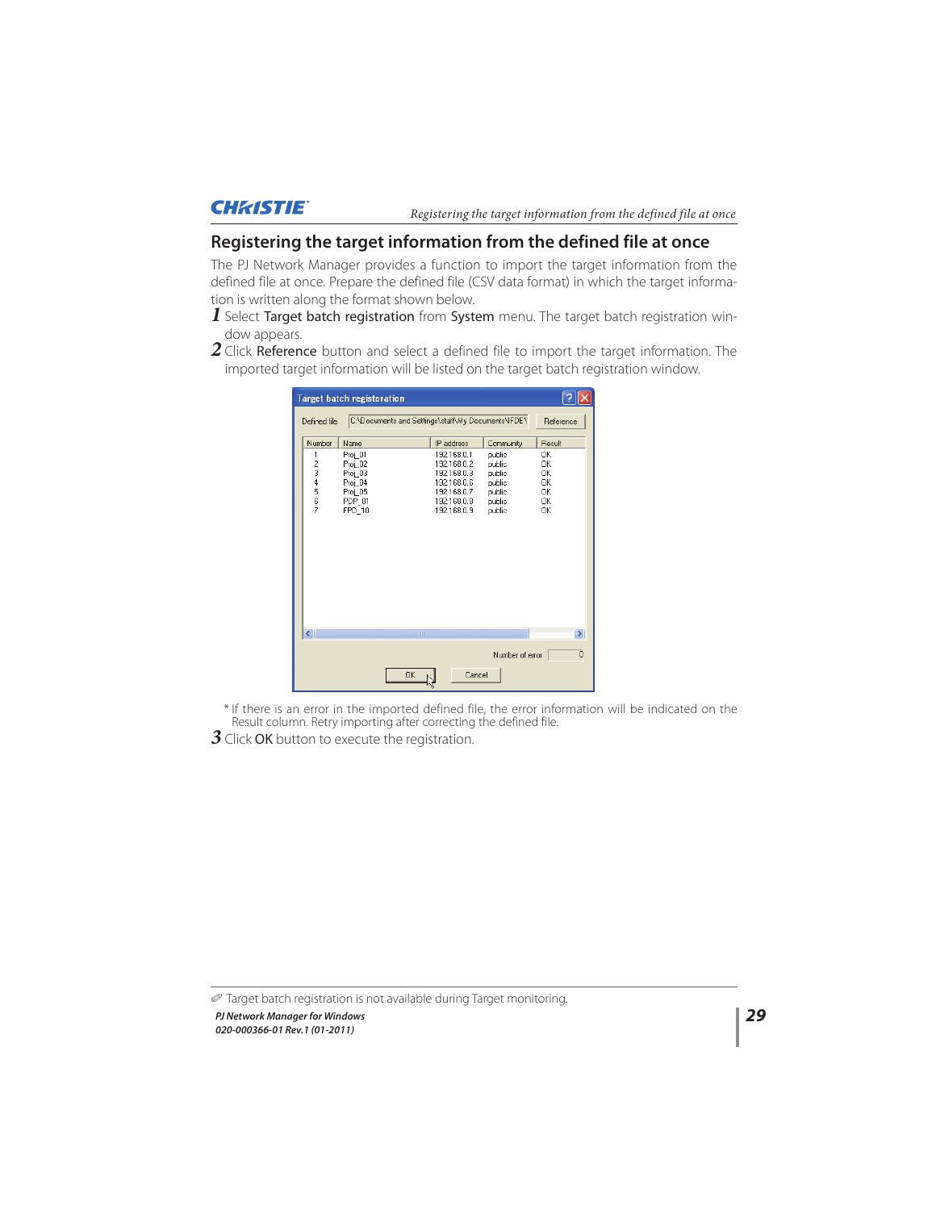## Registering the target information from the defined file at once

The PJ Network Manager provides a function to import the target information from the defined file at once. Prepare the defined file (CSV data format) in which the target information is written along the format shown below.

**1** Select **Target batch registration** from **System** menu. The target batch registration window appears.

**2** Click **Reference** button and select a defined file to import the target information. The imported target information will be listed on the target batch registration window.

\* If there is an error in the imported defined file, the error information will be indicated on the Result column. Retry importing after correcting the defined file.

**3** Click **OK** button to execute the registration.

✐ Target batch registration is not available during Target monitoring.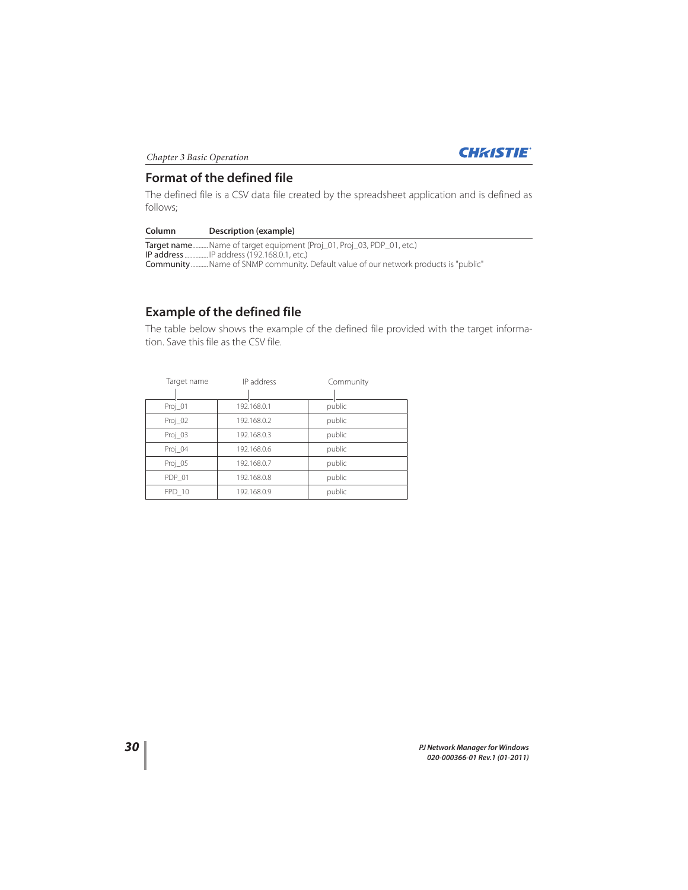## Format of the defined file

The defined file is a CSV data file created by the spreadsheet application and is defined as follows;

| Column | Description (example) |
|---|---|
| **Target name** | Name of target equipment (Proj_01, Proj_03, PDP_01, etc.) |
| **IP address** | IP address (192.168.0.1, etc.) |
| **Community** | Name of SNMP community. Default value of our network products is "public" |

## Example of the defined file

The table below shows the example of the defined file provided with the target information. Save this file as the CSV file.

| Target name | IP address | Community |
|---|---|---|
| Proj_01 | 192.168.0.1 | public |
| Proj_02 | 192.168.0.2 | public |
| Proj_03 | 192.168.0.3 | public |
| Proj_04 | 192.168.0.6 | public |
| Proj_05 | 192.168.0.7 | public |
| PDP_01 | 192.168.0.8 | public |
| FPD_10 | 192.168.0.9 | public |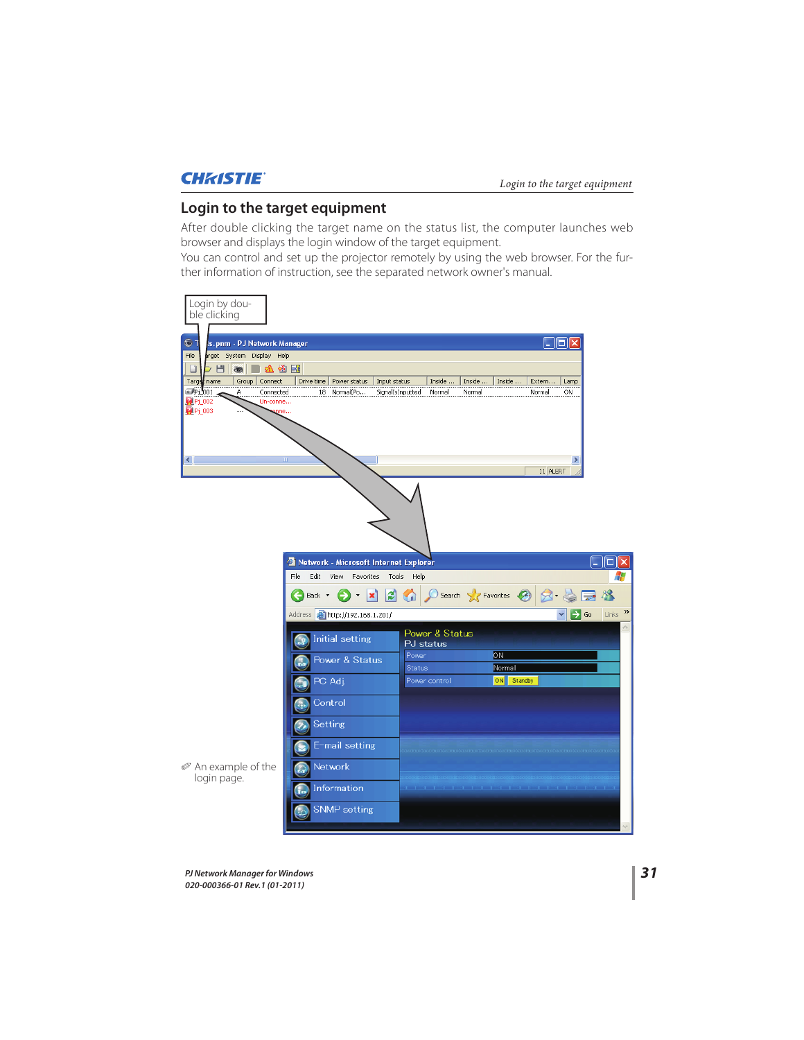## Login to the target equipment

After double clicking the target name on the status list, the computer launches web browser and displays the login window of the target equipment.
You can control and set up the projector remotely by using the web browser. For the further information of instruction, see the separated network owner's manual.

Login by double clicking

✐ An example of the login page.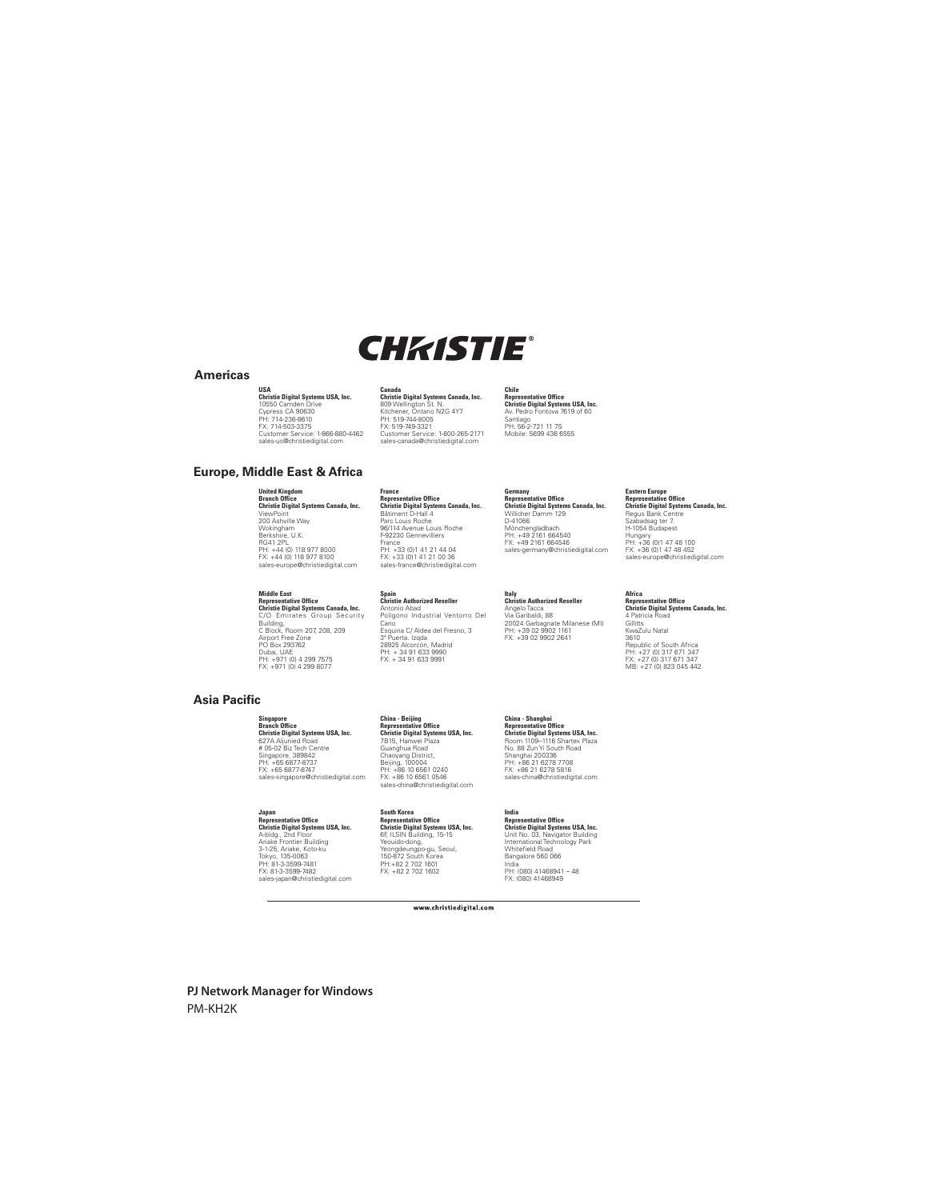CHRISTIE®

## Americas

**USA**
**Christie Digital Systems USA, Inc.**
10550 Camden Drive
Cypress CA 90630
PH: 714-236-8610
FX: 714-503-3375
Customer Service: 1-866-880-4462
sales-us@christiedigital.com

**Canada**
**Christie Digital Systems Canada, Inc.**
809 Wellington St. N.
Kitchener, Ontario N2G 4Y7
PH: 519-744-8005
FX: 519-749-3321
Customer Service: 1-800-265-2171
sales-canada@christiedigital.com

**Chile**
**Representative Office**
**Christie Digital Systems USA, Inc.**
Av. Pedro Fontova 7619 of 60
Santiago
PH: 56-2-721 11 75
Mobile: 5699 436 6555

## Europe, Middle East & Africa

**United Kingdom**
**Branch Office**
**Christie Digital Systems Canada, Inc.**
ViewPoint
200 Ashville Way
Wokingham
Berkshire, U.K.
RG41 2PL
PH: +44 (0) 118 977 8000
FX: +44 (0) 118 977 8100
sales-europe@christiedigital.com

**France**
**Representative Office**
**Christie Digital Systems Canada, Inc.**
Bâtiment D-Hall 4
Parc Louis Roche
96/114 Avenue Louis Roche
F-92230 Gennevilliers
France
PH: +33 (0)1 41 21 44 04
FX: +33 (0)1 41 21 00 36
sales-france@christiedigital.com

**Germany**
**Representative Office**
**Christie Digital Systems Canada, Inc.**
Willicher Damm 129
D-41066
Mönchengladbach
PH: +49 2161 664540
FX: +49 2161 664546
sales-germany@christiedigital.com

**Eastern Europe**
**Representative Office**
**Christie Digital Systems Canada, Inc.**
Regus Bank Centre
Szabadsag ter 7
H-1054 Budapest
Hungary
PH: +36 (0)1 47 48 100
FX: +36 (0)1 47 48 452
sales-europe@christiedigital.com

**Middle East**
**Representative Office**
**Christie Digital Systems Canada, Inc.**
C/O Emirates Group Security Building,
C Block, Room 207, 208, 209
Airport Free Zone
PO Box 293762
Dubai, UAE
PH: +971 (0) 4 299 7575
FX: +971 (0) 4 299 8077

**Spain**
**Christie Authorized Reseller**
Antonio Abad
Polígono Industrial Ventorro Del Cano
Esquina C/ Aldea del Fresno, 3
3º Puerta. Izqda
28925 Alcorcón, Madrid
PH: + 34 91 633 9990
FX: + 34 91 633 9991

**Italy**
**Christie Authorized Reseller**
Angelo Tacca
Via Garibaldi, 88
20024 Garbagnate Milanese (MI)
PH: +39 02 9902 1161
FX: +39 02 9902 2641

**Africa**
**Representative Office**
**Christie Digital Systems Canada, Inc.**
4 Patricia Road
Gillitts
KwaZulu Natal
3610
Republic of South Africa
PH: +27 (0) 317 671 347
FX: +27 (0) 317 671 347
MB: +27 (0) 823 045 442

## Asia Pacific

**Singapore**
**Branch Office**
**Christie Digital Systems USA, Inc.**
627A Aljunied Road
# 05-02 Biz Tech Centre
Singapore, 389842
PH: +65 6877-8737
FX: +65 6877-8747
sales-singapore@christiedigital.com

**China - Beijing**
**Representative Office**
**Christie Digital Systems USA, Inc.**
7B15, Hanwei Plaza
Guanghua Road
Chaoyang District,
Beijing, 100004
PH: +86 10 6561 0240
FX: +86 10 6561 0546
sales-china@christiedigital.com

**China - Shanghai**
**Representative Office**
**Christie Digital Systems USA, Inc.**
Room 1109–1116 Shartex Plaza
No. 88 Zun Yi South Road
Shanghai 200336
PH: +86 21 6278 7708
FX: +86 21 6278 5816
sales-china@christiedigital.com

**Japan**
**Representative Office**
**Christie Digital Systems USA, Inc.**
A-bldg., 2nd Floor
Ariake Frontier Building
3-1-25, Ariake, Koto-ku
Tokyo, 135-0063
PH: 81-3-3599-7481
FX: 81-3-3599-7482
sales-japan@christiedigital.com

**South Korea**
**Representative Office**
**Christie Digital Systems USA, Inc.**
6F, ILSIN Building, 15-15
Yeouido-dong,
Yeongdeungpo-gu, Seoul,
150-872 South Korea
PH:+82 2 702 1601
FX: +82 2 702 1602

**India**
**Representative Office**
**Christie Digital Systems USA, Inc.**
Unit No. 03, Navigator Building
International Technology Park
Whitefield Road
Bangalore 560 066
India
PH: (080) 41468941 – 48
FX: (080) 41468949

www.christiedigital.com

**PJ Network Manager for Windows**
PM-KH2K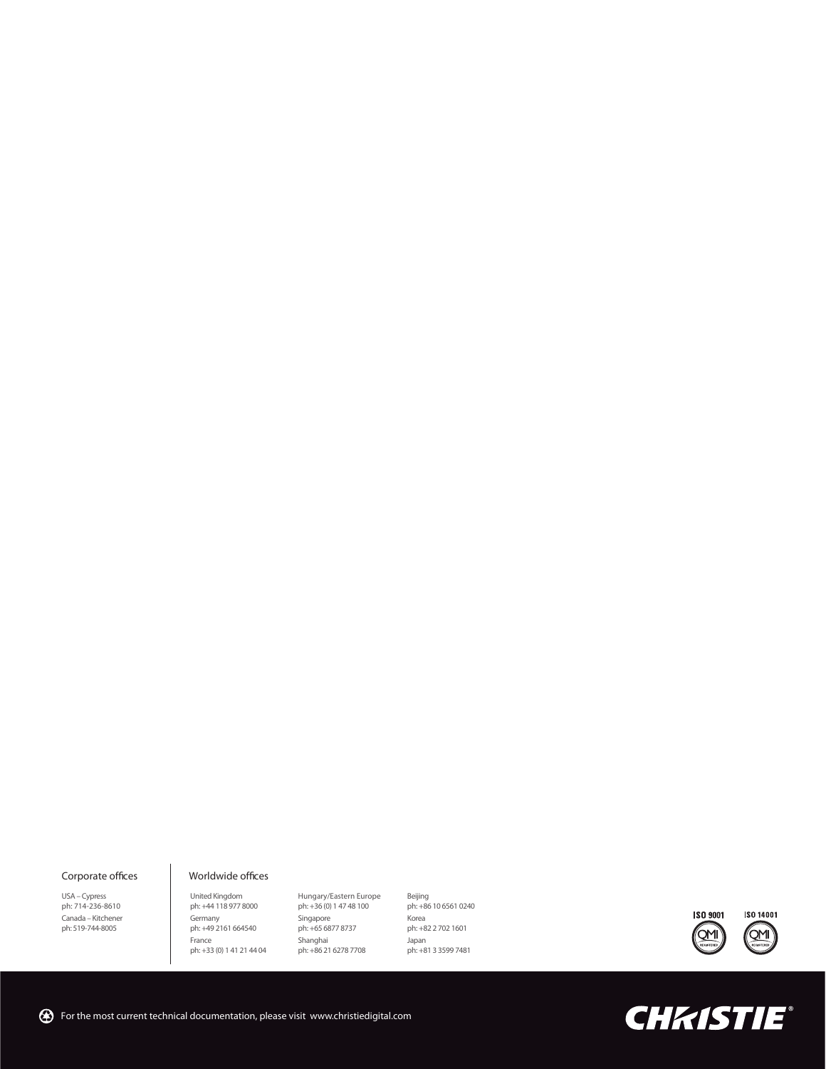Corporate offices

USA – Cypress
ph: 714-236-8610

Canada – Kitchener
ph: 519-744-8005

Worldwide offices

United Kingdom
ph: +44 118 977 8000

Germany
ph: +49 2161 664540

France
ph: +33 (0) 1 41 21 44 04

Hungary/Eastern Europe
ph: +36 (0) 1 47 48 100

Singapore
ph: +65 6877 8737

Shanghai
ph: +86 21 6278 7708

Beijing
ph: +86 10 6561 0240

Korea
ph: +82 2 702 1601

Japan
ph: +81 3 3599 7481

ISO 9001

ISO 14001

For the most current technical documentation, please visit www.christiedigital.com

CHRISTIE®